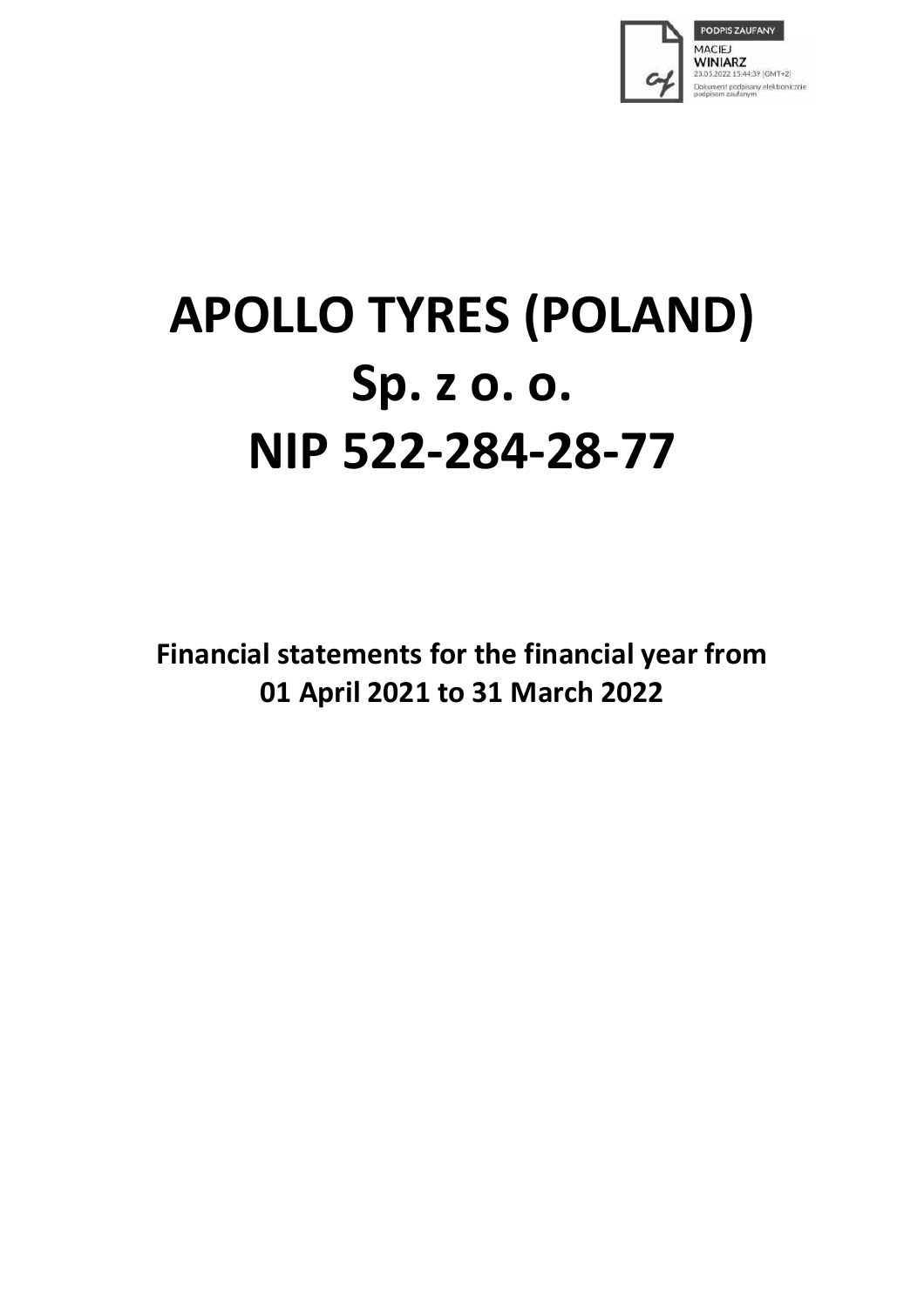PODPIS ZAUFANY
MACIEJ
WINIARZ
23.05.2022 15:44:39 (GMT+2)
Dokument podpisany elektronicznie podpisem zaufanym

# APOLLO TYRES (POLAND) Sp. z o. o. NIP 522-284-28-77

**Financial statements for the financial year from 01 April 2021 to 31 March 2022**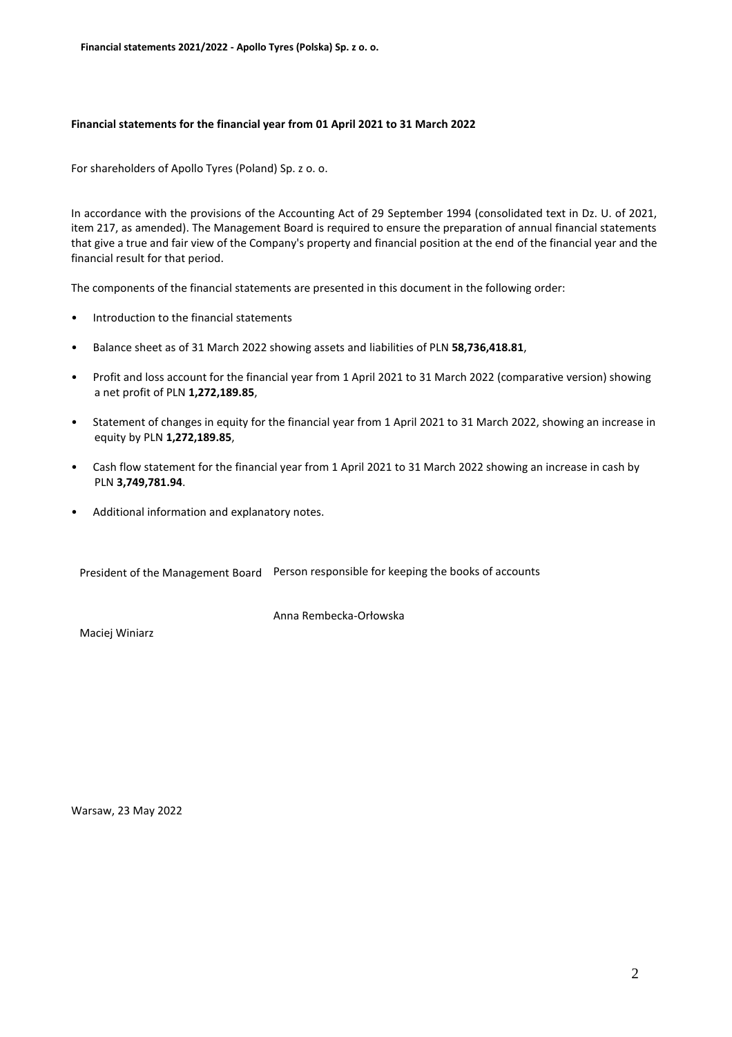**Financial statements for the financial year from 01 April 2021 to 31 March 2022**

For shareholders of Apollo Tyres (Poland) Sp. z o. o.

In accordance with the provisions of the Accounting Act of 29 September 1994 (consolidated text in Dz. U. of 2021, item 217, as amended). The Management Board is required to ensure the preparation of annual financial statements that give a true and fair view of the Company's property and financial position at the end of the financial year and the financial result for that period.

The components of the financial statements are presented in this document in the following order:

- Introduction to the financial statements
- Balance sheet as of 31 March 2022 showing assets and liabilities of PLN **58,736,418.81**,
- Profit and loss account for the financial year from 1 April 2021 to 31 March 2022 (comparative version) showing a net profit of PLN **1,272,189.85**,
- Statement of changes in equity for the financial year from 1 April 2021 to 31 March 2022, showing an increase in equity by PLN **1,272,189.85**,
- Cash flow statement for the financial year from 1 April 2021 to 31 March 2022 showing an increase in cash by PLN **3,749,781.94**.
- Additional information and explanatory notes.

| President of the Management Board | Person responsible for keeping the books of accounts |
|---|---|
| Maciej Winiarz | Anna Rembecka-Orłowska |

Warsaw, 23 May 2022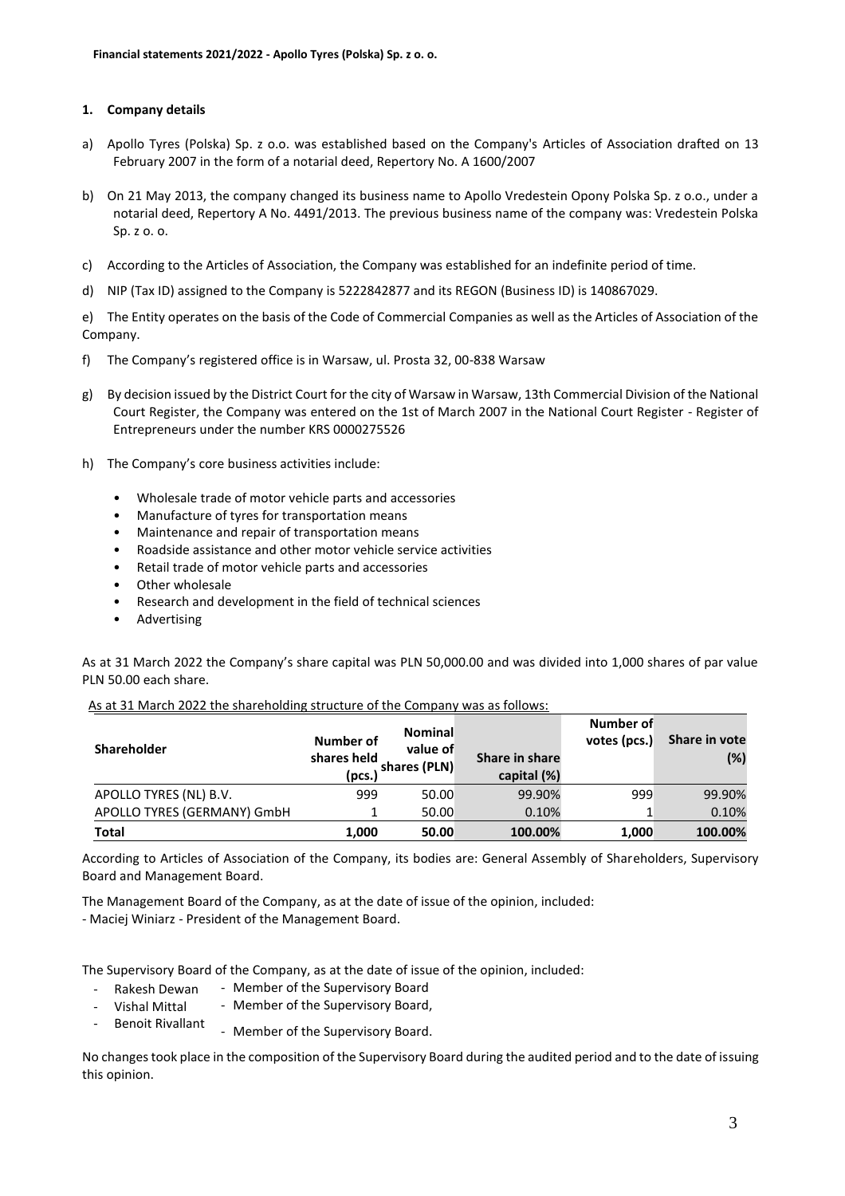## 1. Company details

a) Apollo Tyres (Polska) Sp. z o.o. was established based on the Company's Articles of Association drafted on 13 February 2007 in the form of a notarial deed, Repertory No. A 1600/2007

b) On 21 May 2013, the company changed its business name to Apollo Vredestein Opony Polska Sp. z o.o., under a notarial deed, Repertory A No. 4491/2013. The previous business name of the company was: Vredestein Polska Sp. z o. o.

c) According to the Articles of Association, the Company was established for an indefinite period of time.

d) NIP (Tax ID) assigned to the Company is 5222842877 and its REGON (Business ID) is 140867029.

e) The Entity operates on the basis of the Code of Commercial Companies as well as the Articles of Association of the Company.

f) The Company's registered office is in Warsaw, ul. Prosta 32, 00-838 Warsaw

g) By decision issued by the District Court for the city of Warsaw in Warsaw, 13th Commercial Division of the National Court Register, the Company was entered on the 1st of March 2007 in the National Court Register - Register of Entrepreneurs under the number KRS 0000275526

h) The Company's core business activities include:

- Wholesale trade of motor vehicle parts and accessories
- Manufacture of tyres for transportation means
- Maintenance and repair of transportation means
- Roadside assistance and other motor vehicle service activities
- Retail trade of motor vehicle parts and accessories
- Other wholesale
- Research and development in the field of technical sciences
- Advertising

As at 31 March 2022 the Company's share capital was PLN 50,000.00 and was divided into 1,000 shares of par value PLN 50.00 each share.

As at 31 March 2022 the shareholding structure of the Company was as follows:

| Shareholder | Number of shares held (pcs.) | Nominal value of shares (PLN) | Share in share capital (%) | Number of votes (pcs.) | Share in vote (%) |
|---|---|---|---|---|---|
| APOLLO TYRES (NL) B.V. | 999 | 50.00 | 99.90% | 999 | 99.90% |
| APOLLO TYRES (GERMANY) GmbH | 1 | 50.00 | 0.10% | 1 | 0.10% |
| **Total** | **1,000** | **50.00** | **100.00%** | **1,000** | **100.00%** |

According to Articles of Association of the Company, its bodies are: General Assembly of Shareholders, Supervisory Board and Management Board.

The Management Board of the Company, as at the date of issue of the opinion, included:
- Maciej Winiarz - President of the Management Board.

The Supervisory Board of the Company, as at the date of issue of the opinion, included:

- Rakesh Dewan - Member of the Supervisory Board
- Vishal Mittal - Member of the Supervisory Board,
- Benoit Rivallant - Member of the Supervisory Board.

No changes took place in the composition of the Supervisory Board during the audited period and to the date of issuing this opinion.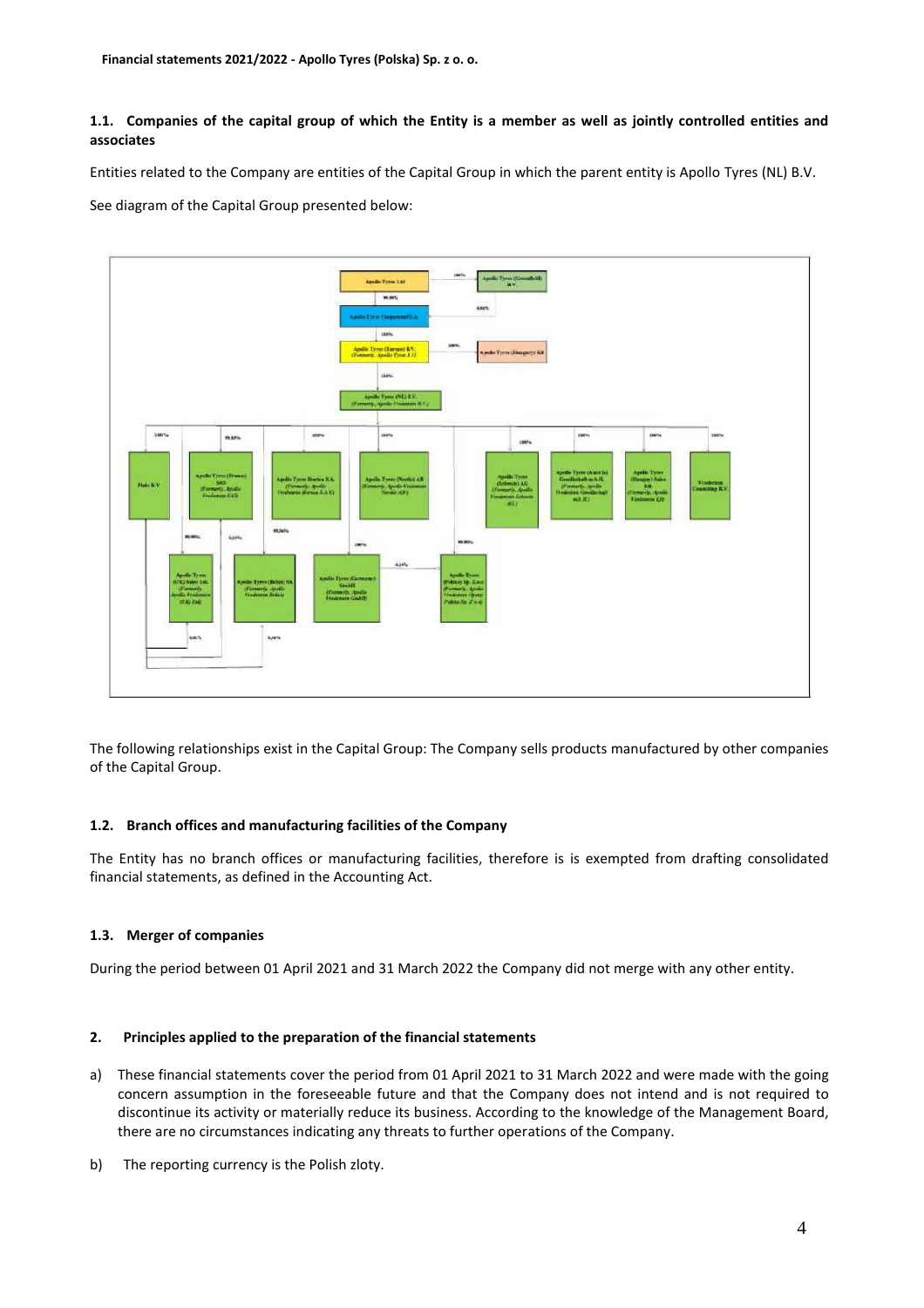### 1.1. Companies of the capital group of which the Entity is a member as well as jointly controlled entities and associates

Entities related to the Company are entities of the Capital Group in which the parent entity is Apollo Tyres (NL) B.V.

See diagram of the Capital Group presented below:

The following relationships exist in the Capital Group: The Company sells products manufactured by other companies of the Capital Group.

### 1.2. Branch offices and manufacturing facilities of the Company

The Entity has no branch offices or manufacturing facilities, therefore is is exempted from drafting consolidated financial statements, as defined in the Accounting Act.

### 1.3. Merger of companies

During the period between 01 April 2021 and 31 March 2022 the Company did not merge with any other entity.

## 2. Principles applied to the preparation of the financial statements

a) These financial statements cover the period from 01 April 2021 to 31 March 2022 and were made with the going concern assumption in the foreseeable future and that the Company does not intend and is not required to discontinue its activity or materially reduce its business. According to the knowledge of the Management Board, there are no circumstances indicating any threats to further operations of the Company.

b) The reporting currency is the Polish zloty.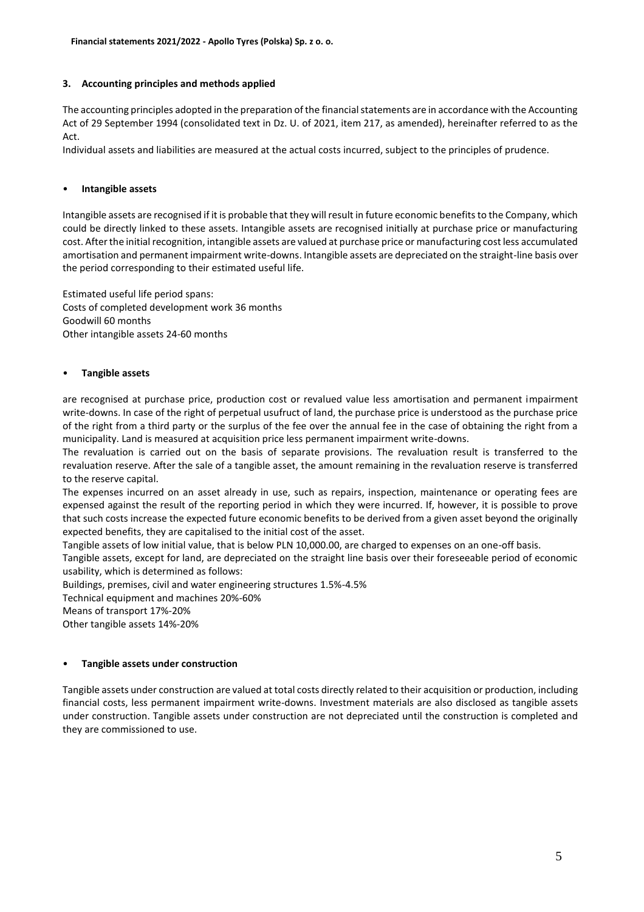### 3. Accounting principles and methods applied

The accounting principles adopted in the preparation of the financial statements are in accordance with the Accounting Act of 29 September 1994 (consolidated text in Dz. U. of 2021, item 217, as amended), hereinafter referred to as the Act.

Individual assets and liabilities are measured at the actual costs incurred, subject to the principles of prudence.

- **Intangible assets**

Intangible assets are recognised if it is probable that they will result in future economic benefits to the Company, which could be directly linked to these assets. Intangible assets are recognised initially at purchase price or manufacturing cost. After the initial recognition, intangible assets are valued at purchase price or manufacturing cost less accumulated amortisation and permanent impairment write-downs. Intangible assets are depreciated on the straight-line basis over the period corresponding to their estimated useful life.

Estimated useful life period spans:
Costs of completed development work 36 months
Goodwill 60 months
Other intangible assets 24-60 months

- **Tangible assets**

are recognised at purchase price, production cost or revalued value less amortisation and permanent impairment write-downs. In case of the right of perpetual usufruct of land, the purchase price is understood as the purchase price of the right from a third party or the surplus of the fee over the annual fee in the case of obtaining the right from a municipality. Land is measured at acquisition price less permanent impairment write-downs.

The revaluation is carried out on the basis of separate provisions. The revaluation result is transferred to the revaluation reserve. After the sale of a tangible asset, the amount remaining in the revaluation reserve is transferred to the reserve capital.

The expenses incurred on an asset already in use, such as repairs, inspection, maintenance or operating fees are expensed against the result of the reporting period in which they were incurred. If, however, it is possible to prove that such costs increase the expected future economic benefits to be derived from a given asset beyond the originally expected benefits, they are capitalised to the initial cost of the asset.

Tangible assets of low initial value, that is below PLN 10,000.00, are charged to expenses on an one-off basis.

Tangible assets, except for land, are depreciated on the straight line basis over their foreseeable period of economic usability, which is determined as follows:

Buildings, premises, civil and water engineering structures 1.5%-4.5%
Technical equipment and machines 20%-60%
Means of transport 17%-20%
Other tangible assets 14%-20%

- **Tangible assets under construction**

Tangible assets under construction are valued at total costs directly related to their acquisition or production, including financial costs, less permanent impairment write-downs. Investment materials are also disclosed as tangible assets under construction. Tangible assets under construction are not depreciated until the construction is completed and they are commissioned to use.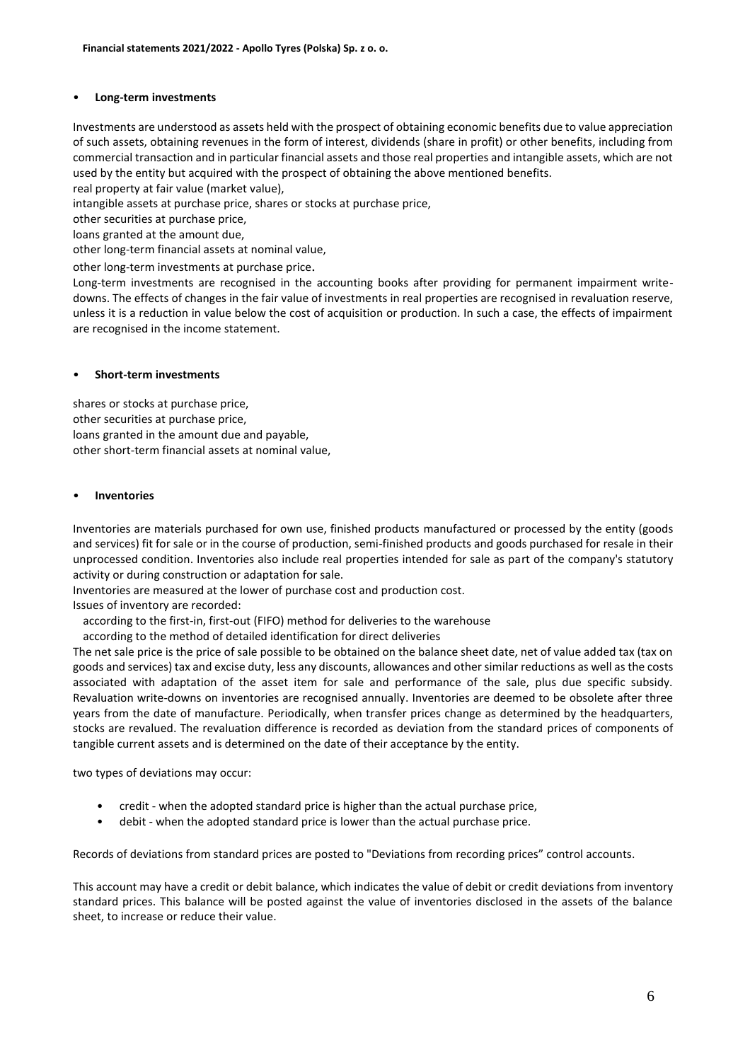- **Long-term investments**

Investments are understood as assets held with the prospect of obtaining economic benefits due to value appreciation of such assets, obtaining revenues in the form of interest, dividends (share in profit) or other benefits, including from commercial transaction and in particular financial assets and those real properties and intangible assets, which are not used by the entity but acquired with the prospect of obtaining the above mentioned benefits.

real property at fair value (market value),

intangible assets at purchase price, shares or stocks at purchase price,

other securities at purchase price,

loans granted at the amount due,

other long-term financial assets at nominal value,

other long-term investments at purchase price.

Long-term investments are recognised in the accounting books after providing for permanent impairment write-downs. The effects of changes in the fair value of investments in real properties are recognised in revaluation reserve, unless it is a reduction in value below the cost of acquisition or production. In such a case, the effects of impairment are recognised in the income statement.

- **Short-term investments**

shares or stocks at purchase price,
other securities at purchase price,
loans granted in the amount due and payable,
other short-term financial assets at nominal value,

- **Inventories**

Inventories are materials purchased for own use, finished products manufactured or processed by the entity (goods and services) fit for sale or in the course of production, semi-finished products and goods purchased for resale in their unprocessed condition. Inventories also include real properties intended for sale as part of the company's statutory activity or during construction or adaptation for sale.

Inventories are measured at the lower of purchase cost and production cost.

Issues of inventory are recorded:

according to the first-in, first-out (FIFO) method for deliveries to the warehouse

according to the method of detailed identification for direct deliveries

The net sale price is the price of sale possible to be obtained on the balance sheet date, net of value added tax (tax on goods and services) tax and excise duty, less any discounts, allowances and other similar reductions as well as the costs associated with adaptation of the asset item for sale and performance of the sale, plus due specific subsidy. Revaluation write-downs on inventories are recognised annually. Inventories are deemed to be obsolete after three years from the date of manufacture. Periodically, when transfer prices change as determined by the headquarters, stocks are revalued. The revaluation difference is recorded as deviation from the standard prices of components of tangible current assets and is determined on the date of their acceptance by the entity.

two types of deviations may occur:

- credit - when the adopted standard price is higher than the actual purchase price,
- debit - when the adopted standard price is lower than the actual purchase price.

Records of deviations from standard prices are posted to "Deviations from recording prices" control accounts.

This account may have a credit or debit balance, which indicates the value of debit or credit deviations from inventory standard prices. This balance will be posted against the value of inventories disclosed in the assets of the balance sheet, to increase or reduce their value.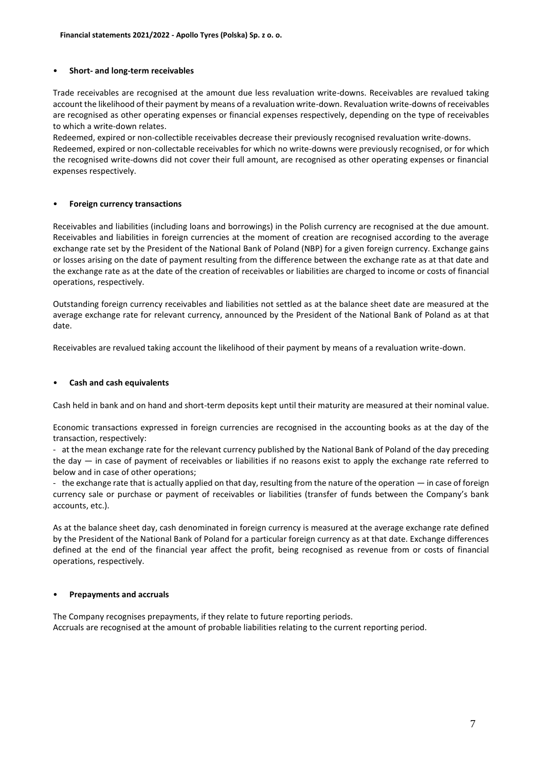- **Short- and long-term receivables**

Trade receivables are recognised at the amount due less revaluation write-downs. Receivables are revalued taking account the likelihood of their payment by means of a revaluation write-down. Revaluation write-downs of receivables are recognised as other operating expenses or financial expenses respectively, depending on the type of receivables to which a write-down relates.
Redeemed, expired or non-collectible receivables decrease their previously recognised revaluation write-downs.
Redeemed, expired or non-collectable receivables for which no write-downs were previously recognised, or for which the recognised write-downs did not cover their full amount, are recognised as other operating expenses or financial expenses respectively.

- **Foreign currency transactions**

Receivables and liabilities (including loans and borrowings) in the Polish currency are recognised at the due amount. Receivables and liabilities in foreign currencies at the moment of creation are recognised according to the average exchange rate set by the President of the National Bank of Poland (NBP) for a given foreign currency. Exchange gains or losses arising on the date of payment resulting from the difference between the exchange rate as at that date and the exchange rate as at the date of the creation of receivables or liabilities are charged to income or costs of financial operations, respectively.

Outstanding foreign currency receivables and liabilities not settled as at the balance sheet date are measured at the average exchange rate for relevant currency, announced by the President of the National Bank of Poland as at that date.

Receivables are revalued taking account the likelihood of their payment by means of a revaluation write-down.

- **Cash and cash equivalents**

Cash held in bank and on hand and short-term deposits kept until their maturity are measured at their nominal value.

Economic transactions expressed in foreign currencies are recognised in the accounting books as at the day of the transaction, respectively:

- at the mean exchange rate for the relevant currency published by the National Bank of Poland of the day preceding the day — in case of payment of receivables or liabilities if no reasons exist to apply the exchange rate referred to below and in case of other operations;
- the exchange rate that is actually applied on that day, resulting from the nature of the operation — in case of foreign currency sale or purchase or payment of receivables or liabilities (transfer of funds between the Company's bank accounts, etc.).

As at the balance sheet day, cash denominated in foreign currency is measured at the average exchange rate defined by the President of the National Bank of Poland for a particular foreign currency as at that date. Exchange differences defined at the end of the financial year affect the profit, being recognised as revenue from or costs of financial operations, respectively.

- **Prepayments and accruals**

The Company recognises prepayments, if they relate to future reporting periods.
Accruals are recognised at the amount of probable liabilities relating to the current reporting period.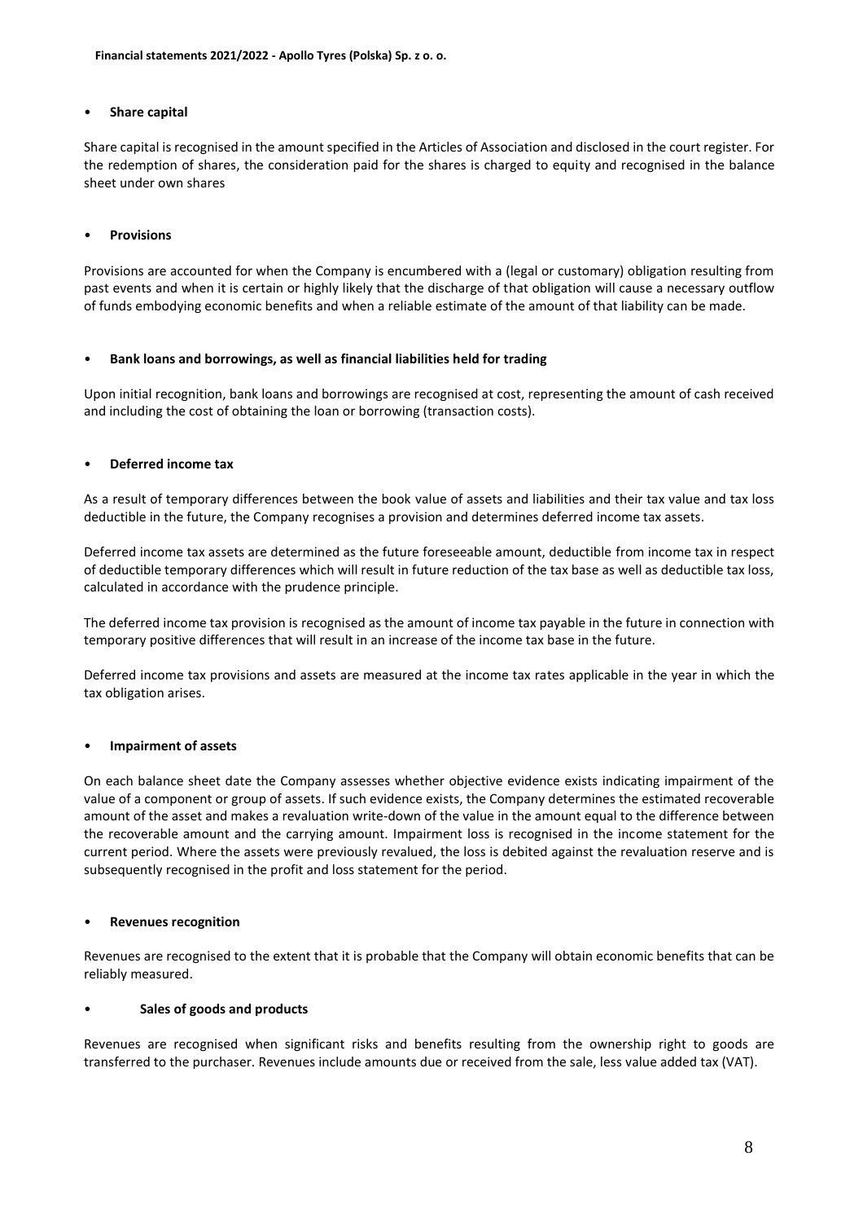- **Share capital**

Share capital is recognised in the amount specified in the Articles of Association and disclosed in the court register. For the redemption of shares, the consideration paid for the shares is charged to equity and recognised in the balance sheet under own shares

- **Provisions**

Provisions are accounted for when the Company is encumbered with a (legal or customary) obligation resulting from past events and when it is certain or highly likely that the discharge of that obligation will cause a necessary outflow of funds embodying economic benefits and when a reliable estimate of the amount of that liability can be made.

- **Bank loans and borrowings, as well as financial liabilities held for trading**

Upon initial recognition, bank loans and borrowings are recognised at cost, representing the amount of cash received and including the cost of obtaining the loan or borrowing (transaction costs).

- **Deferred income tax**

As a result of temporary differences between the book value of assets and liabilities and their tax value and tax loss deductible in the future, the Company recognises a provision and determines deferred income tax assets.

Deferred income tax assets are determined as the future foreseeable amount, deductible from income tax in respect of deductible temporary differences which will result in future reduction of the tax base as well as deductible tax loss, calculated in accordance with the prudence principle.

The deferred income tax provision is recognised as the amount of income tax payable in the future in connection with temporary positive differences that will result in an increase of the income tax base in the future.

Deferred income tax provisions and assets are measured at the income tax rates applicable in the year in which the tax obligation arises.

- **Impairment of assets**

On each balance sheet date the Company assesses whether objective evidence exists indicating impairment of the value of a component or group of assets. If such evidence exists, the Company determines the estimated recoverable amount of the asset and makes a revaluation write-down of the value in the amount equal to the difference between the recoverable amount and the carrying amount. Impairment loss is recognised in the income statement for the current period. Where the assets were previously revalued, the loss is debited against the revaluation reserve and is subsequently recognised in the profit and loss statement for the period.

- **Revenues recognition**

Revenues are recognised to the extent that it is probable that the Company will obtain economic benefits that can be reliably measured.

- **Sales of goods and products**

Revenues are recognised when significant risks and benefits resulting from the ownership right to goods are transferred to the purchaser. Revenues include amounts due or received from the sale, less value added tax (VAT).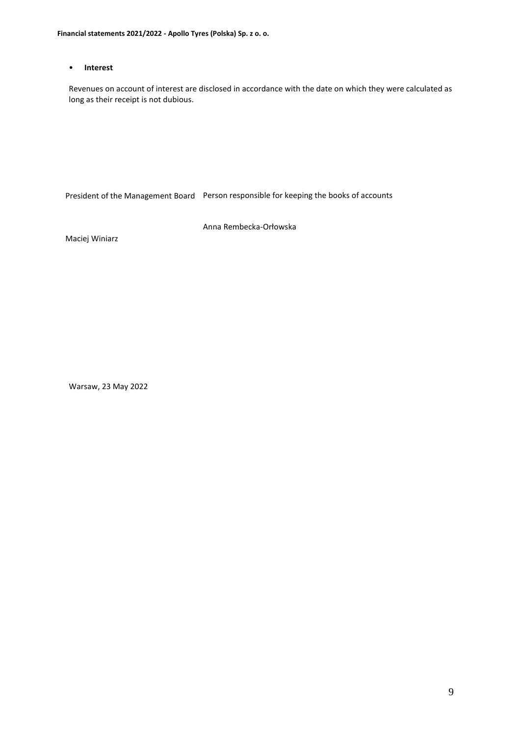- **Interest**

Revenues on account of interest are disclosed in accordance with the date on which they were calculated as long as their receipt is not dubious.

| President of the Management Board | Person responsible for keeping the books of accounts |
|---|---|
| Maciej Winiarz | Anna Rembecka-Orłowska |

Warsaw, 23 May 2022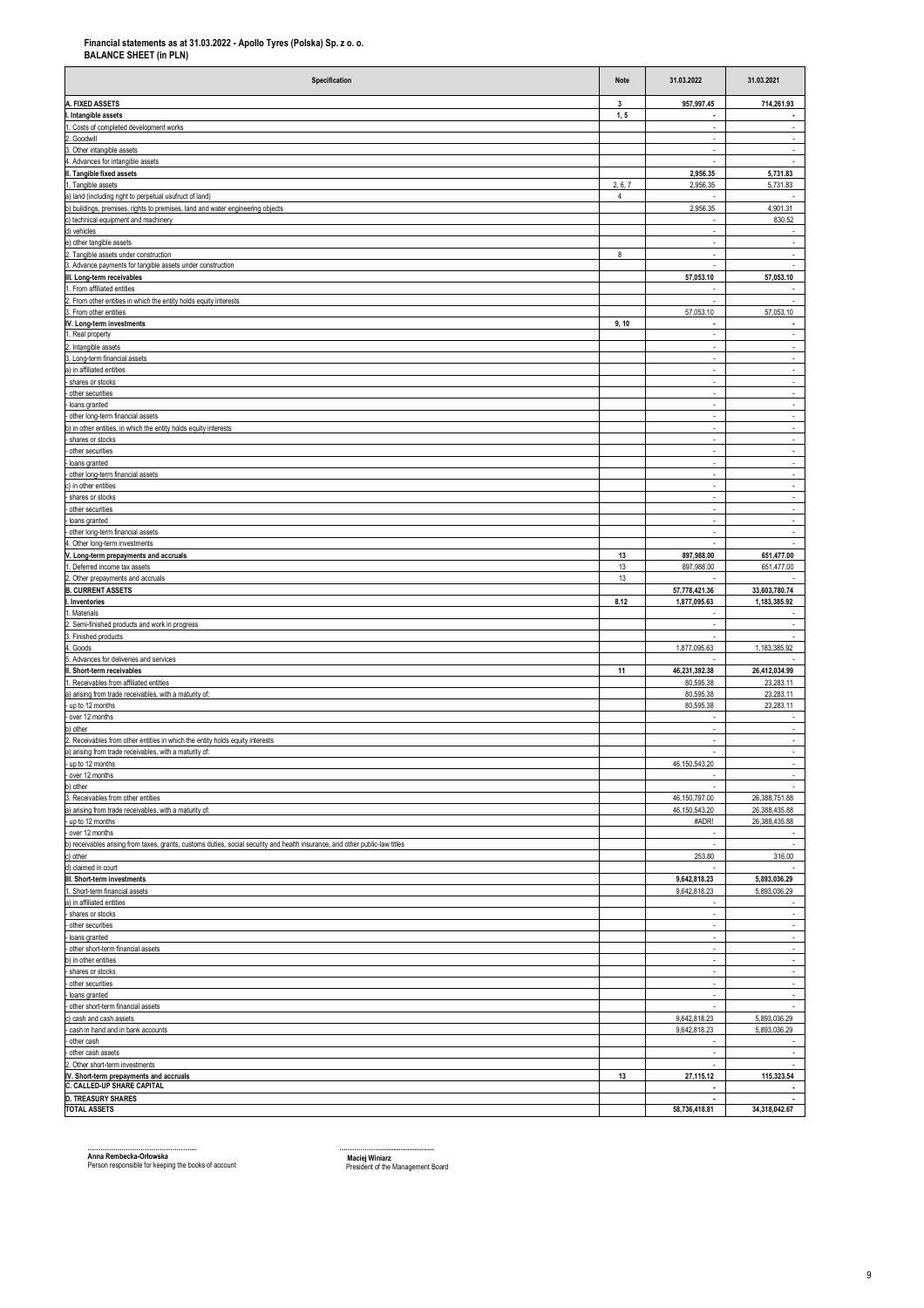**Financial statements as at 31.03.2022 - Apollo Tyres (Polska) Sp. z o. o.**
**BALANCE SHEET (in PLN)**

| Specification | Note | 31.03.2022 | 31.03.2021 |
|---|---|---|---|
| **A. FIXED ASSETS** | 3 | **957,997.45** | **714,261.93** |
| **I. Intangible assets** | 1, 5 | **-** | **-** |
| 1. Costs of completed development works | | - | - |
| 2. Goodwill | | - | - |
| 3. Other intangible assets | | - | - |
| 4. Advances for intangible assets | | - | - |
| **II. Tangible fixed assets** | | **2,956.35** | **5,731.83** |
| 1. Tangible assets | 2, 6, 7 | 2,956.35 | 5,731.83 |
| a) land (including right to perpetual usufruct of land) | 4 | - | - |
| b) buildings, premises, rights to premises, land and water engineering objects | | 2,956.35 | 4,901.31 |
| c) technical equipment and machinery | | - | 830.52 |
| d) vehicles | | - | - |
| e) other tangible assets | | - | - |
| 2. Tangible assets under construction | 8 | - | - |
| 3. Advance payments for tangible assets under construction | | - | - |
| **III. Long-term receivables** | | **57,053.10** | **57,053.10** |
| 1. From affiliated entities | | - | - |
| 2. From other entities in which the entity holds equity interests | | - | - |
| 3. From other entities | | 57,053.10 | 57,053.10 |
| **IV. Long-term investments** | 9, 10 | **-** | **-** |
| 1. Real property | | - | - |
| 2. Intangible assets | | - | - |
| 3. Long-term financial assets | | - | - |
| a) in affiliated entities | | - | - |
| - shares or stocks | | - | - |
| - other securities | | - | - |
| - loans granted | | - | - |
| - other long-term financial assets | | - | - |
| b) in other entities, in which the entity holds equity interests | | - | - |
| - shares or stocks | | - | - |
| - other securities | | - | - |
| - loans granted | | - | - |
| - other long-term financial assets | | - | - |
| c) in other entities | | - | - |
| - shares or stocks | | - | - |
| - other securities | | - | - |
| - loans granted | | - | - |
| - other long-term financial assets | | - | - |
| 4. Other long-term investments | | - | - |
| **V. Long-term prepayments and accruals** | 13 | **897,988.00** | **651,477.00** |
| 1. Deferred income tax assets | 13 | 897,988.00 | 651,477.00 |
| 2. Other prepayments and accruals | 13 | - | - |
| **B. CURRENT ASSETS** | | **57,778,421.36** | **33,603,780.74** |
| **I. Inventories** | 8.12 | **1,877,095.63** | **1,183,385.92** |
| 1. Materials | | - | - |
| 2. Semi-finished products and work in progress | | - | - |
| 3. Finished products | | - | - |
| 4. Goods | | 1,877,095.63 | 1,183,385.92 |
| 5. Advances for deliveries and services | | - | - |
| **II. Short-term receivables** | 11 | **46,231,392.38** | **26,412,034.99** |
| 1. Receivables from affiliated entities | | 80,595.38 | 23,283.11 |
| a) arising from trade receivables, with a maturity of: | | 80,595.38 | 23,283.11 |
| - up to 12 months | | 80,595.38 | 23,283.11 |
| - over 12 months | | - | - |
| b) other | | - | - |
| 2. Receivables from other entities in which the entity holds equity interests | | - | - |
| a) arising from trade receivables, with a maturity of: | | - | - |
| - up to 12 months | | 46,150,543.20 | - |
| - over 12 months | | - | - |
| b) other | | - | - |
| 3. Receivables from other entities | | 46,150,797.00 | 26,388,751.88 |
| a) arising from trade receivables, with a maturity of: | | 46,150,543.20 | 26,388,435.88 |
| - up to 12 months | | #ADR! | 26,388,435.88 |
| - over 12 months | | - | - |
| b) receivables arising from taxes, grants, customs duties, social security and health insurance, and other public-law titles | | - | - |
| c) other | | 253.80 | 316.00 |
| d) claimed in court | | - | - |
| **III. Short-term investments** | | **9,642,818.23** | **5,893,036.29** |
| 1. Short-term financial assets | | 9,642,818.23 | 5,893,036.29 |
| a) in affiliated entities | | - | - |
| - shares or stocks | | - | - |
| - other securities | | - | - |
| - loans granted | | - | - |
| - other short-term financial assets | | - | - |
| b) in other entities | | - | - |
| - shares or stocks | | - | - |
| - other securities | | - | - |
| - loans granted | | - | - |
| - other short-term financial assets | | - | - |
| c) cash and cash assets | | 9,642,818.23 | 5,893,036.29 |
| - cash in hand and in bank accounts | | 9,642,818.23 | 5,893,036.29 |
| - other cash | | - | - |
| - other cash assets | | - | - |
| 2. Other short-term investments | | - | - |
| **IV. Short-term prepayments and accruals** | 13 | **27,115.12** | **115,323.54** |
| **C. CALLED-UP SHARE CAPITAL** | | **-** | **-** |
| **D. TREASURY SHARES** | | **-** | **-** |
| **TOTAL ASSETS** | | **58,736,418.81** | **34,318,042.67** |

..................................................
**Anna Rembecka-Orłowska**
Person responsible for keeping the books of account

..................................................
**Maciej Winiarz**
President of the Management Board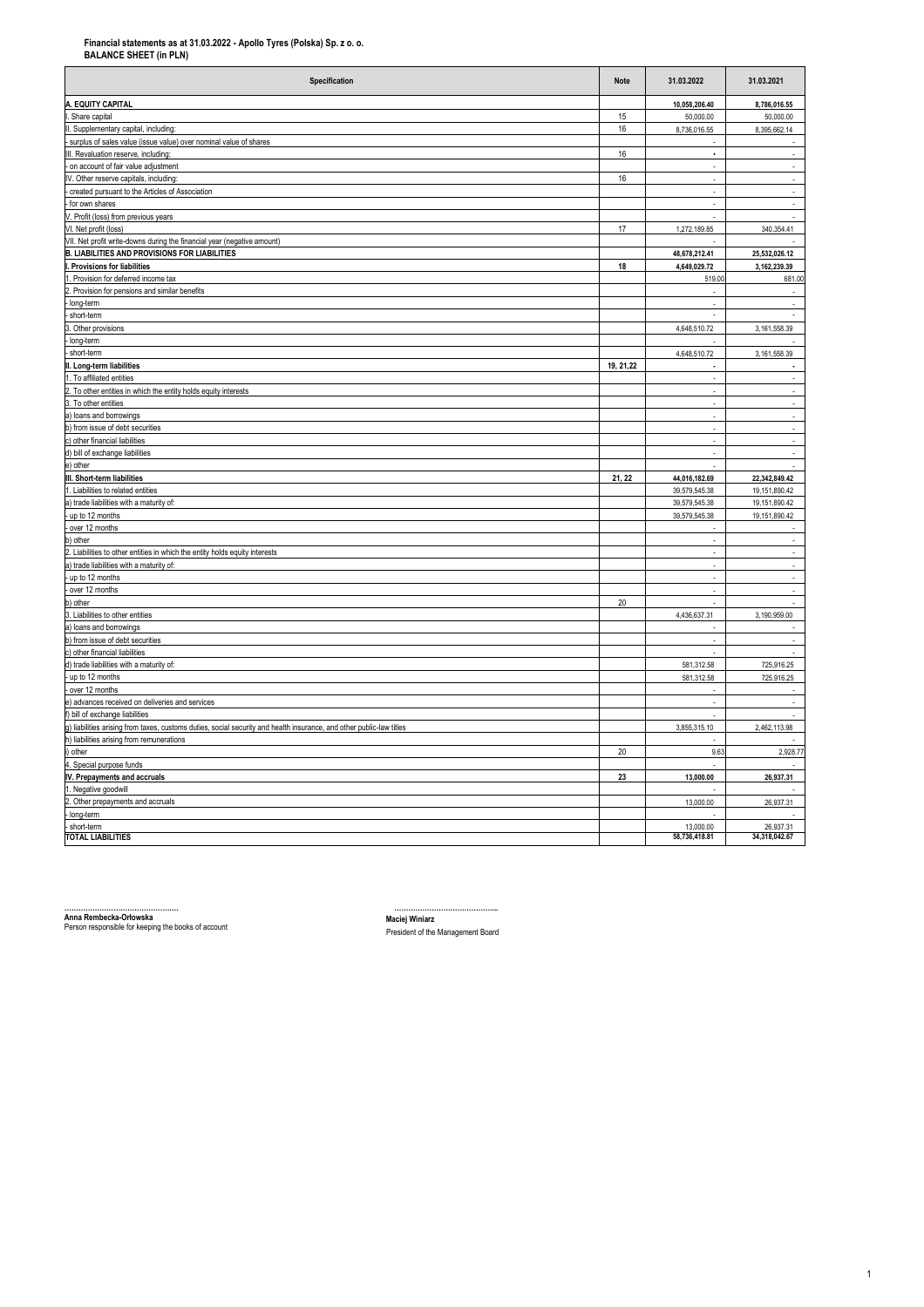**Financial statements as at 31.03.2022 - Apollo Tyres (Polska) Sp. z o. o.**
**BALANCE SHEET (in PLN)**

| Specification | Note | 31.03.2022 | 31.03.2021 |
|---|---|---|---|
| **A. EQUITY CAPITAL** | | **10,058,206.40** | **8,786,016.55** |
| I. Share capital | 15 | 50,000.00 | 50,000.00 |
| II. Supplementary capital, including: | 16 | 8,736,016.55 | 8,395,662.14 |
| - surplus of sales value (issue value) over nominal value of shares | | - | - |
| III. Revaluation reserve, including: | 16 | - | - |
| - on account of fair value adjustment | | - | - |
| IV. Other reserve capitals, including: | 16 | - | - |
| - created pursuant to the Articles of Association | | - | - |
| - for own shares | | - | - |
| V. Profit (loss) from previous years | | - | - |
| VI. Net profit (loss) | 17 | 1,272,189.85 | 340,354.41 |
| VII. Net profit write-downs during the financial year (negative amount) | | - | - |
| **B. LIABILITIES AND PROVISIONS FOR LIABILITIES** | | **48,678,212.41** | **25,532,026.12** |
| **I. Provisions for liabilities** | **18** | **4,649,029.72** | **3,162,239.39** |
| 1. Provision for deferred income tax | | 519.00 | 681.00 |
| 2. Provision for pensions and similar benefits | | - | - |
| - long-term | | - | - |
| - short-term | | - | - |
| 3. Other provisions | | 4,648,510.72 | 3,161,558.39 |
| - long-term | | - | - |
| - short-term | | 4,648,510.72 | 3,161,558.39 |
| **II. Long-term liabilities** | **19, 21,22** | **-** | **-** |
| 1. To affiliated entities | | - | - |
| 2. To other entities in which the entity holds equity interests | | - | - |
| 3. To other entities | | - | - |
| a) loans and borrowings | | - | - |
| b) from issue of debt securities | | - | - |
| c) other financial liabilities | | - | - |
| d) bill of exchange liabilities | | - | - |
| e) other | | - | - |
| **III. Short-term liabilities** | **21, 22** | **44,016,182.69** | **22,342,849.42** |
| 1. Liabilities to related entities | | 39,579,545.38 | 19,151,890.42 |
| a) trade liabilities with a maturity of: | | 39,579,545.38 | 19,151,890.42 |
| - up to 12 months | | 39,579,545.38 | 19,151,890.42 |
| - over 12 months | | - | - |
| b) other | | - | - |
| 2. Liabilities to other entities in which the entity holds equity interests | | - | - |
| a) trade liabilities with a maturity of: | | - | - |
| - up to 12 months | | - | - |
| - over 12 months | | - | - |
| b) other | 20 | - | - |
| 3. Liabilities to other entities | | 4,436,637.31 | 3,190,959.00 |
| a) loans and borrowings | | - | - |
| b) from issue of debt securities | | - | - |
| c) other financial liabilities | | - | - |
| d) trade liabilities with a maturity of: | | 581,312.58 | 725,916.25 |
| - up to 12 months | | 581,312.58 | 725,916.25 |
| - over 12 months | | - | - |
| e) advances received on deliveries and services | | - | - |
| f) bill of exchange liabilities | | - | - |
| g) liabilities arising from taxes, customs duties, social security and health insurance, and other public-law titles | | 3,855,315.10 | 2,462,113.98 |
| h) liabilities arising from remunerations | | - | - |
| i) other | 20 | 9.63 | 2,928.77 |
| 4. Special purpose funds | | - | - |
| **IV. Prepayments and accruals** | **23** | **13,000.00** | **26,937.31** |
| 1. Negative goodwill | | - | - |
| 2. Other prepayments and accruals | | 13,000.00 | 26,937.31 |
| - long-term | | - | - |
| - short-term | | 13,000.00 | 26,937.31 |
| **TOTAL LIABILITIES** | | **58,736,418.81** | **34,318,042.67** |

..............................................
**Anna Rembecka-Orłowska**
Person responsible for keeping the books of account

..............................................
**Maciej Winiarz**
President of the Management Board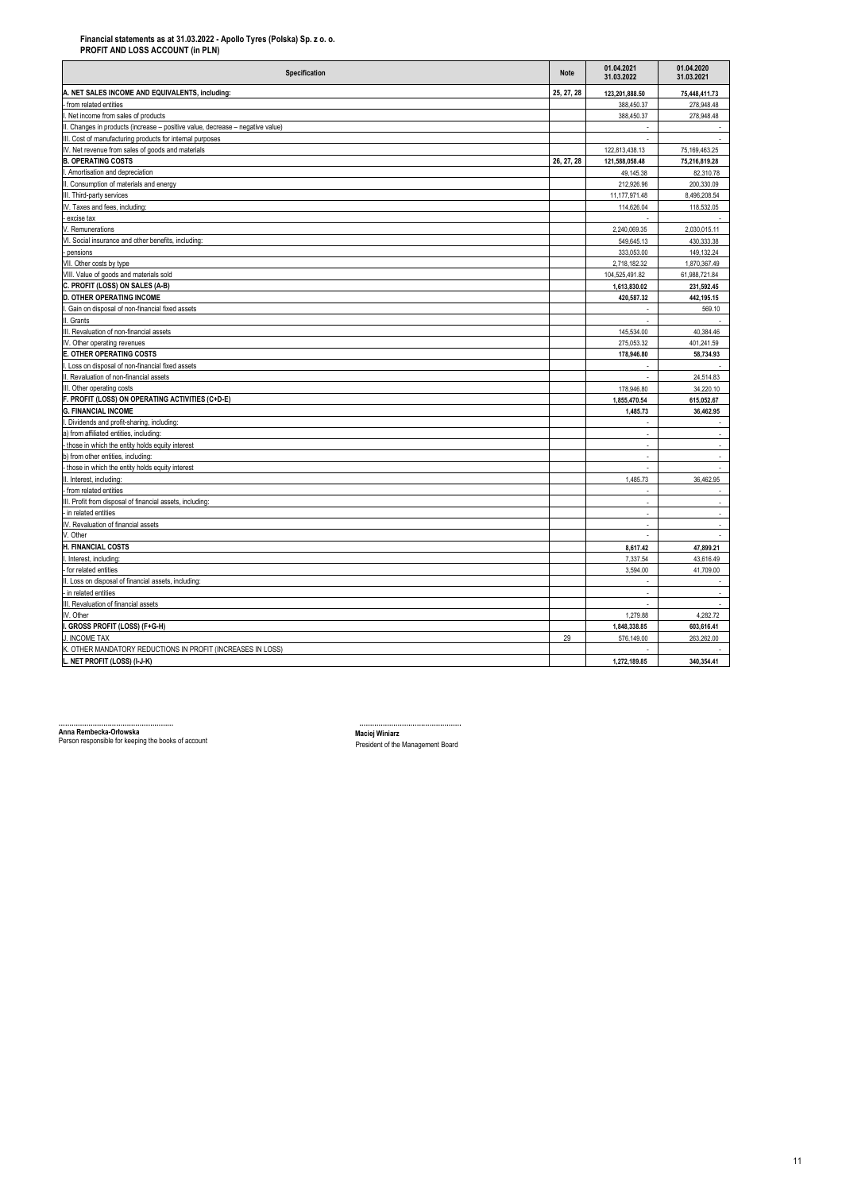**Financial statements as at 31.03.2022 - Apollo Tyres (Polska) Sp. z o. o.**
**PROFIT AND LOSS ACCOUNT (in PLN)**

| Specification | Note | 01.04.2021 31.03.2022 | 01.04.2020 31.03.2021 |
|---|---|---|---|
| **A. NET SALES INCOME AND EQUIVALENTS, including:** | 25, 27, 28 | **123,201,888.50** | **75,448,411.73** |
| - from related entities | | 388,450.37 | 278,948.48 |
| I. Net income from sales of products | | 388,450.37 | 278,948.48 |
| II. Changes in products (increase – positive value, decrease – negative value) | | - | - |
| III. Cost of manufacturing products for internal purposes | | - | - |
| IV. Net revenue from sales of goods and materials | | 122,813,438.13 | 75,169,463.25 |
| **B. OPERATING COSTS** | 26, 27, 28 | **121,588,058.48** | **75,216,819.28** |
| I. Amortisation and depreciation | | 49,145.38 | 82,310.78 |
| II. Consumption of materials and energy | | 212,926.96 | 200,330.09 |
| III. Third-party services | | 11,177,971.48 | 8,496,208.54 |
| IV. Taxes and fees, including: | | 114,626.04 | 118,532.05 |
| - excise tax | | - | - |
| V. Remunerations | | 2,240,069.35 | 2,030,015.11 |
| VI. Social insurance and other benefits, including: | | 549,645.13 | 430,333.38 |
| - pensions | | 333,053.00 | 149,132.24 |
| VII. Other costs by type | | 2,718,182.32 | 1,870,367.49 |
| VIII. Value of goods and materials sold | | 104,525,491.82 | 61,988,721.84 |
| **C. PROFIT (LOSS) ON SALES (A-B)** | | **1,613,830.02** | **231,592.45** |
| **D. OTHER OPERATING INCOME** | | **420,587.32** | **442,195.15** |
| I. Gain on disposal of non-financial fixed assets | | - | 569.10 |
| II. Grants | | - | - |
| III. Revaluation of non-financial assets | | 145,534.00 | 40,384.46 |
| IV. Other operating revenues | | 275,053.32 | 401,241.59 |
| **E. OTHER OPERATING COSTS** | | **178,946.80** | **58,734.93** |
| I. Loss on disposal of non-financial fixed assets | | - | - |
| II. Revaluation of non-financial assets | | - | 24,514.83 |
| III. Other operating costs | | 178,946.80 | 34,220.10 |
| **F. PROFIT (LOSS) ON OPERATING ACTIVITIES (C+D-E)** | | **1,855,470.54** | **615,052.67** |
| **G. FINANCIAL INCOME** | | **1,485.73** | **36,462.95** |
| I. Dividends and profit-sharing, including: | | - | - |
| a) from affiliated entities, including: | | - | - |
| - those in which the entity holds equity interest | | - | - |
| b) from other entities, including: | | - | - |
| - those in which the entity holds equity interest | | - | - |
| II. Interest, including: | | 1,485.73 | 36,462.95 |
| - from related entities | | - | - |
| III. Profit from disposal of financial assets, including: | | - | - |
| - in related entities | | - | - |
| IV. Revaluation of financial assets | | - | - |
| V. Other | | - | - |
| **H. FINANCIAL COSTS** | | **8,617.42** | **47,899.21** |
| I. Interest, including: | | 7,337.54 | 43,616.49 |
| - for related entities | | 3,594.00 | 41,709.00 |
| II. Loss on disposal of financial assets, including: | | - | - |
| - in related entities | | - | - |
| III. Revaluation of financial assets | | - | - |
| IV. Other | | 1,279.88 | 4,282.72 |
| **I. GROSS PROFIT (LOSS) (F+G-H)** | | **1,848,338.85** | **603,616.41** |
| J. INCOME TAX | 29 | 576,149.00 | 263,262.00 |
| K. OTHER MANDATORY REDUCTIONS IN PROFIT (INCREASES IN LOSS) | | - | - |
| **L. NET PROFIT (LOSS) (I-J-K)** | | **1,272,189.85** | **340,354.41** |

.......................................................
**Anna Rembecka-Orłowska**
Person responsible for keeping the books of account

.......................................................
**Maciej Winiarz**
President of the Management Board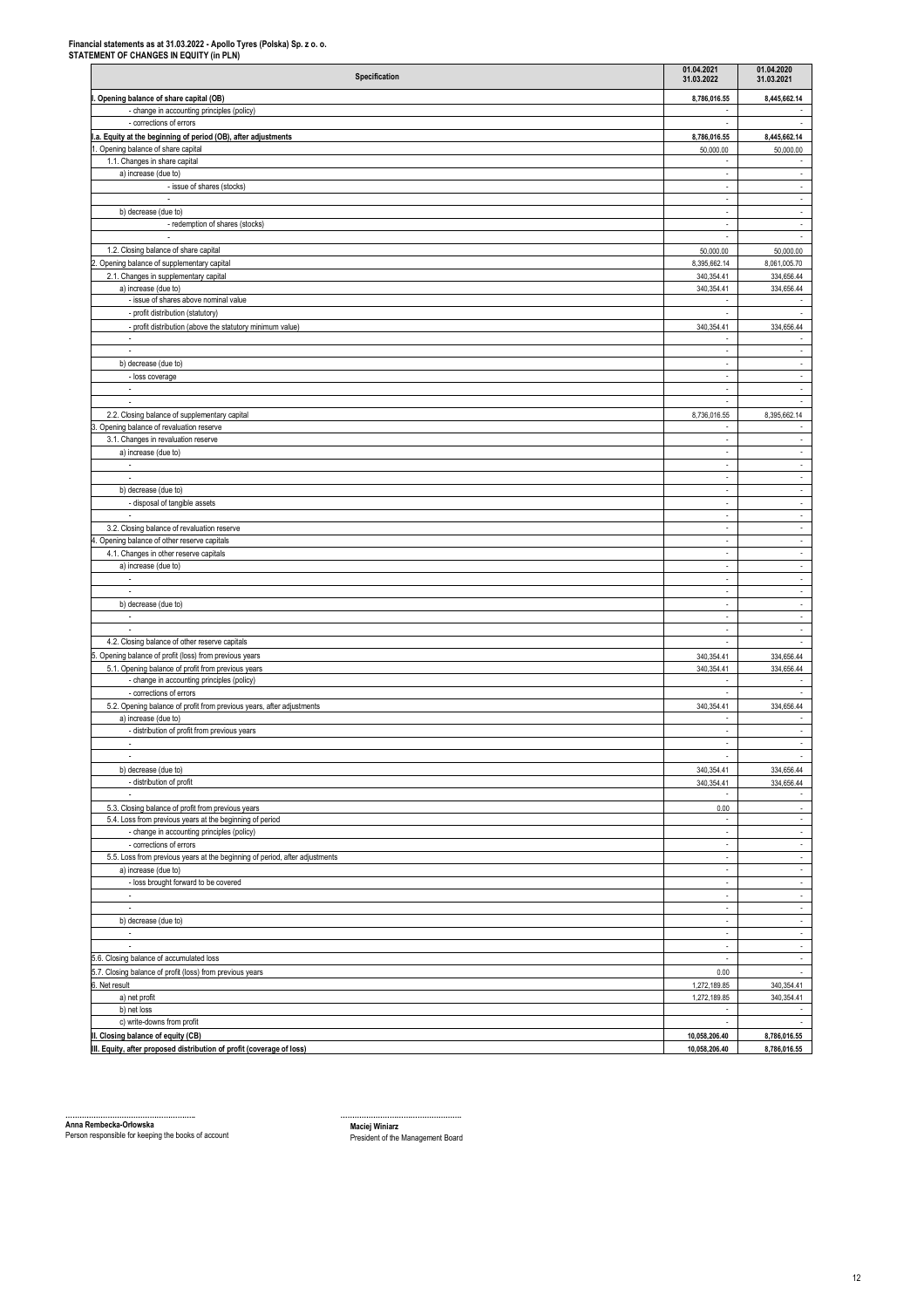**Financial statements as at 31.03.2022 - Apollo Tyres (Polska) Sp. z o. o.**
**STATEMENT OF CHANGES IN EQUITY (in PLN)**

| Specification | 01.04.2021 31.03.2022 | 01.04.2020 31.03.2021 |
|---|---|---|
| **I. Opening balance of share capital (OB)** | **8,786,016.55** | **8,445,662.14** |
| - change in accounting principles (policy) | - | - |
| - corrections of errors | - | - |
| **I.a. Equity at the beginning of period (OB), after adjustments** | **8,786,016.55** | **8,445,662.14** |
| 1. Opening balance of share capital | 50,000.00 | 50,000.00 |
| 1.1. Changes in share capital | - | - |
| a) increase (due to) | - | - |
| - issue of shares (stocks) | - | - |
| - | - | - |
| b) decrease (due to) | - | - |
| - redemption of shares (stocks) | - | - |
| - | - | - |
| 1.2. Closing balance of share capital | 50,000.00 | 50,000.00 |
| 2. Opening balance of supplementary capital | 8,395,662.14 | 8,061,005.70 |
| 2.1. Changes in supplementary capital | 340,354.41 | 334,656.44 |
| a) increase (due to) | 340,354.41 | 334,656.44 |
| - issue of shares above nominal value | - | - |
| - profit distribution (statutory) | - | - |
| - profit distribution (above the statutory minimum value) | 340,354.41 | 334,656.44 |
| - | - | - |
| - | - | - |
| b) decrease (due to) | - | - |
| - loss coverage | - | - |
| - | - | - |
| - | - | - |
| 2.2. Closing balance of supplementary capital | 8,736,016.55 | 8,395,662.14 |
| 3. Opening balance of revaluation reserve | - | - |
| 3.1. Changes in revaluation reserve | - | - |
| a) increase (due to) | - | - |
| - | - | - |
| - | - | - |
| b) decrease (due to) | - | - |
| - disposal of tangible assets | - | - |
| - | - | - |
| 3.2. Closing balance of revaluation reserve | - | - |
| 4. Opening balance of other reserve capitals | - | - |
| 4.1. Changes in other reserve capitals | - | - |
| a) increase (due to) | - | - |
| - | - | - |
| - | - | - |
| b) decrease (due to) | - | - |
| - | - | - |
| - | - | - |
| 4.2. Closing balance of other reserve capitals | - | - |
| 5. Opening balance of profit (loss) from previous years | 340,354.41 | 334,656.44 |
| 5.1. Opening balance of profit from previous years | 340,354.41 | 334,656.44 |
| - change in accounting principles (policy) | - | - |
| - corrections of errors | - | - |
| 5.2. Opening balance of profit from previous years, after adjustments | 340,354.41 | 334,656.44 |
| a) increase (due to) | - | - |
| - distribution of profit from previous years | - | - |
| - | - | - |
| - | - | - |
| b) decrease (due to) | 340,354.41 | 334,656.44 |
| - distribution of profit | 340,354.41 | 334,656.44 |
| - | - | - |
| 5.3. Closing balance of profit from previous years | 0.00 | - |
| 5.4. Loss from previous years at the beginning of period | - | - |
| - change in accounting principles (policy) | - | - |
| - corrections of errors | - | - |
| 5.5. Loss from previous years at the beginning of period, after adjustments | - | - |
| a) increase (due to) | - | - |
| - loss brought forward to be covered | - | - |
| - | - | - |
| - | - | - |
| b) decrease (due to) | - | - |
| - | - | - |
| - | - | - |
| 5.6. Closing balance of accumulated loss | - | - |
| 5.7. Closing balance of profit (loss) from previous years | 0.00 | - |
| 6. Net result | 1,272,189.85 | 340,354.41 |
| a) net profit | 1,272,189.85 | 340,354.41 |
| b) net loss | - | - |
| c) write-downs from profit | - | - |
| **II. Closing balance of equity (CB)** | **10,058,206.40** | **8,786,016.55** |
| **III. Equity, after proposed distribution of profit (coverage of loss)** | **10,058,206.40** | **8,786,016.55** |

.......................................................
**Anna Rembecka-Orłowska**
Person responsible for keeping the books of account

.......................................................
**Maciej Winiarz**
President of the Management Board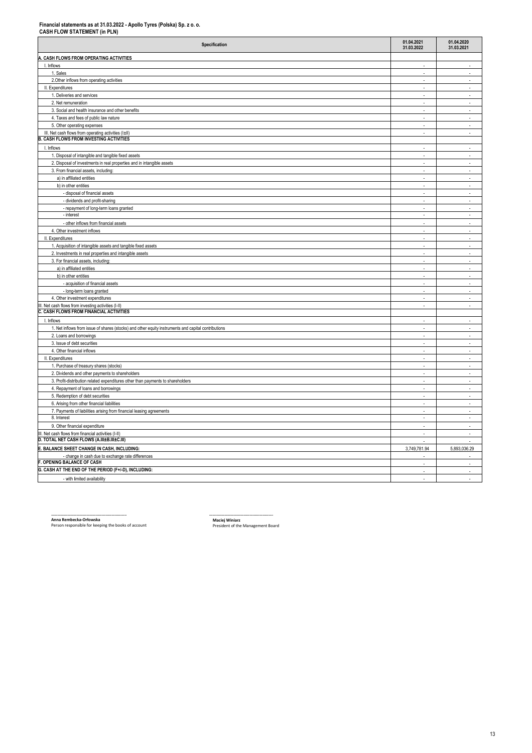**Financial statements as at 31.03.2022 - Apollo Tyres (Polska) Sp. z o. o.**
**CASH FLOW STATEMENT (in PLN)**

| Specification | 01.04.2021 31.03.2022 | 01.04.2020 31.03.2021 |
|---|---|---|
| **A. CASH FLOWS FROM OPERATING ACTIVITIES** | | |
| I. Inflows | - | - |
| 1. Sales | - | - |
| 2.Other inflows from operating activities | - | - |
| II. Expenditures | - | - |
| 1. Deliveries and services | - | - |
| 2. Net remuneration | - | - |
| 3. Social and health insurance and other benefits | - | - |
| 4. Taxes and fees of public law nature | - | - |
| 5. Other operating expenses | - | - |
| III. Net cash flows from operating activities (I±II) | - | - |
| **B. CASH FLOWS FROM INVESTING ACTIVITIES** | | |
| I. Inflows | - | - |
| 1. Disposal of intangible and tangible fixed assets | - | - |
| 2. Disposal of investments in real properties and in intangible assets | - | - |
| 3. From financial assets, including: | - | - |
| a) in affiliated entities | - | - |
| b) in other entities | - | - |
| - disposal of financial assets | - | - |
| - dividends and profit-sharing | - | - |
| - repayment of long-term loans granted | - | - |
| - interest | - | - |
| - other inflows from financial assets | - | - |
| 4. Other investment inflows | - | - |
| II. Expenditures | - | - |
| 1. Acquisition of intangible assets and tangible fixed assets | - | - |
| 2. Investments in real properties and intangible assets | - | - |
| 3. For financial assets, including: | - | - |
| a) in affiliated entities | - | - |
| b) in other entities | - | - |
| - acquisition of financial assets | - | - |
| - long-term loans granted | - | - |
| 4. Other investment expenditures | - | - |
| III. Net cash flows from investing activities (I-II) | - | - |
| **C. CASH FLOWS FROM FINANCIAL ACTIVITIES** | | |
| I. Inflows | - | - |
| 1. Net inflows from issue of shares (stocks) and other equity instruments and capital contributions | - | - |
| 2. Loans and borrowings | - | - |
| 3. Issue of debt securities | - | - |
| 4. Other financial inflows | - | - |
| II. Expenditures | - | - |
| 1. Purchase of treasury shares (stocks) | - | - |
| 2. Dividends and other payments to shareholders | - | - |
| 3. Profit-distribution related expenditures other than payments to shareholders | - | - |
| 4. Repayment of loans and borrowings | - | - |
| 5. Redemption of debt securities | - | - |
| 6. Arising from other financial liabilities | - | - |
| 7. Payments of liabilities arising from financial leasing agreements | - | - |
| 8. Interest | - | - |
| 9. Other financial expenditure | - | - |
| III. Net cash flows from financial activities (I-II) | - | - |
| **D. TOTAL NET CASH FLOWS (A.III±B.III±C.III)** | - | - |
| **E. BALANCE SHEET CHANGE IN CASH, INCLUDING:** | 3,749,781.94 | 5,893,036.29 |
| - change in cash due to exchange rate differences | - | - |
| **F. OPENING BALANCE OF CASH** | - | - |
| **G. CASH AT THE END OF THE PERIOD (F+/-D), INCLUDING:** | - | - |
| - with limited availability | - | - |

.................................................................
**Anna Rembecka-Orłowska**
Person responsible for keeping the books of account

.................................................................
**Maciej Winiarz**
President of the Management Board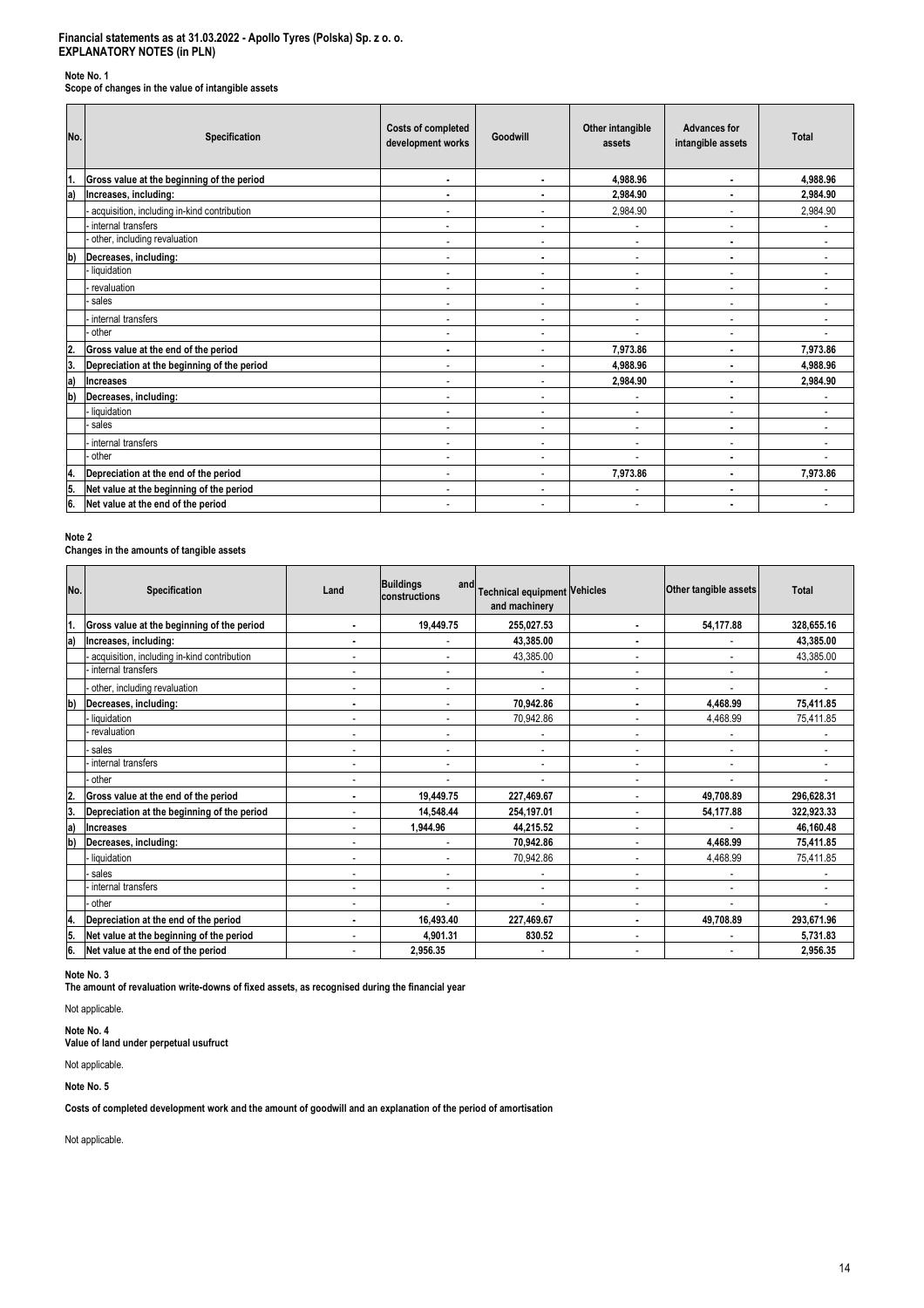**Financial statements as at 31.03.2022 - Apollo Tyres (Polska) Sp. z o. o.**
**EXPLANATORY NOTES (in PLN)**

**Note No. 1**
**Scope of changes in the value of intangible assets**

| No. | Specification | Costs of completed development works | Goodwill | Other intangible assets | Advances for intangible assets | Total |
|---|---|---|---|---|---|---|
| 1. | **Gross value at the beginning of the period** | - | - | 4,988.96 | - | 4,988.96 |
| a) | **Increases, including:** | - | - | 2,984.90 | - | 2,984.90 |
| | - acquisition, including in-kind contribution | - | - | 2,984.90 | - | 2,984.90 |
| | - internal transfers | - | - | - | - | - |
| | - other, including revaluation | - | - | - | - | - |
| b) | **Decreases, including:** | - | - | - | - | - |
| | - liquidation | - | - | - | - | - |
| | - revaluation | - | - | - | - | - |
| | - sales | - | - | - | - | - |
| | - internal transfers | - | - | - | - | - |
| | - other | - | - | - | - | - |
| 2. | **Gross value at the end of the period** | - | - | 7,973.86 | - | 7,973.86 |
| 3. | **Depreciation at the beginning of the period** | - | - | 4,988.96 | - | 4,988.96 |
| a) | **Increases** | - | - | 2,984.90 | - | 2,984.90 |
| b) | **Decreases, including:** | - | - | - | - | - |
| | - liquidation | - | - | - | - | - |
| | - sales | - | - | - | - | - |
| | - internal transfers | - | - | - | - | - |
| | - other | - | - | - | - | - |
| 4. | **Depreciation at the end of the period** | - | - | 7,973.86 | - | 7,973.86 |
| 5. | **Net value at the beginning of the period** | - | - | - | - | - |
| 6. | **Net value at the end of the period** | - | - | - | - | - |

**Note 2**
**Changes in the amounts of tangible assets**

| No. | Specification | Land | Buildings and constructions | Technical equipment and machinery | Vehicles | Other tangible assets | Total |
|---|---|---|---|---|---|---|---|
| 1. | **Gross value at the beginning of the period** | - | 19,449.75 | 255,027.53 | - | 54,177.88 | 328,655.16 |
| a) | **Increases, including:** | - | - | 43,385.00 | - | - | 43,385.00 |
| | - acquisition, including in-kind contribution | - | - | 43,385.00 | - | - | 43,385.00 |
| | - internal transfers | - | - | - | - | - | - |
| | - other, including revaluation | - | - | - | - | - | - |
| b) | **Decreases, including:** | - | - | 70,942.86 | - | 4,468.99 | 75,411.85 |
| | - liquidation | - | - | 70,942.86 | - | 4,468.99 | 75,411.85 |
| | - revaluation | - | - | - | - | - | - |
| | - sales | - | - | - | - | - | - |
| | - internal transfers | - | - | - | - | - | - |
| | - other | - | - | - | - | - | - |
| 2. | **Gross value at the end of the period** | - | 19,449.75 | 227,469.67 | - | 49,708.89 | 296,628.31 |
| 3. | **Depreciation at the beginning of the period** | - | 14,548.44 | 254,197.01 | - | 54,177.88 | 322,923.33 |
| a) | **Increases** | - | 1,944.96 | 44,215.52 | - | - | 46,160.48 |
| b) | **Decreases, including:** | - | - | 70,942.86 | - | 4,468.99 | 75,411.85 |
| | - liquidation | - | - | 70,942.86 | - | 4,468.99 | 75,411.85 |
| | - sales | - | - | - | - | - | - |
| | - internal transfers | - | - | - | - | - | - |
| | - other | - | - | - | - | - | - |
| 4. | **Depreciation at the end of the period** | - | 16,493.40 | 227,469.67 | - | 49,708.89 | 293,671.96 |
| 5. | **Net value at the beginning of the period** | - | 4,901.31 | 830.52 | - | - | 5,731.83 |
| 6. | **Net value at the end of the period** | - | 2,956.35 | - | - | - | 2,956.35 |

**Note No. 3**
**The amount of revaluation write-downs of fixed assets, as recognised during the financial year**

Not applicable.

**Note No. 4**
**Value of land under perpetual usufruct**

Not applicable.

**Note No. 5**

**Costs of completed development work and the amount of goodwill and an explanation of the period of amortisation**

Not applicable.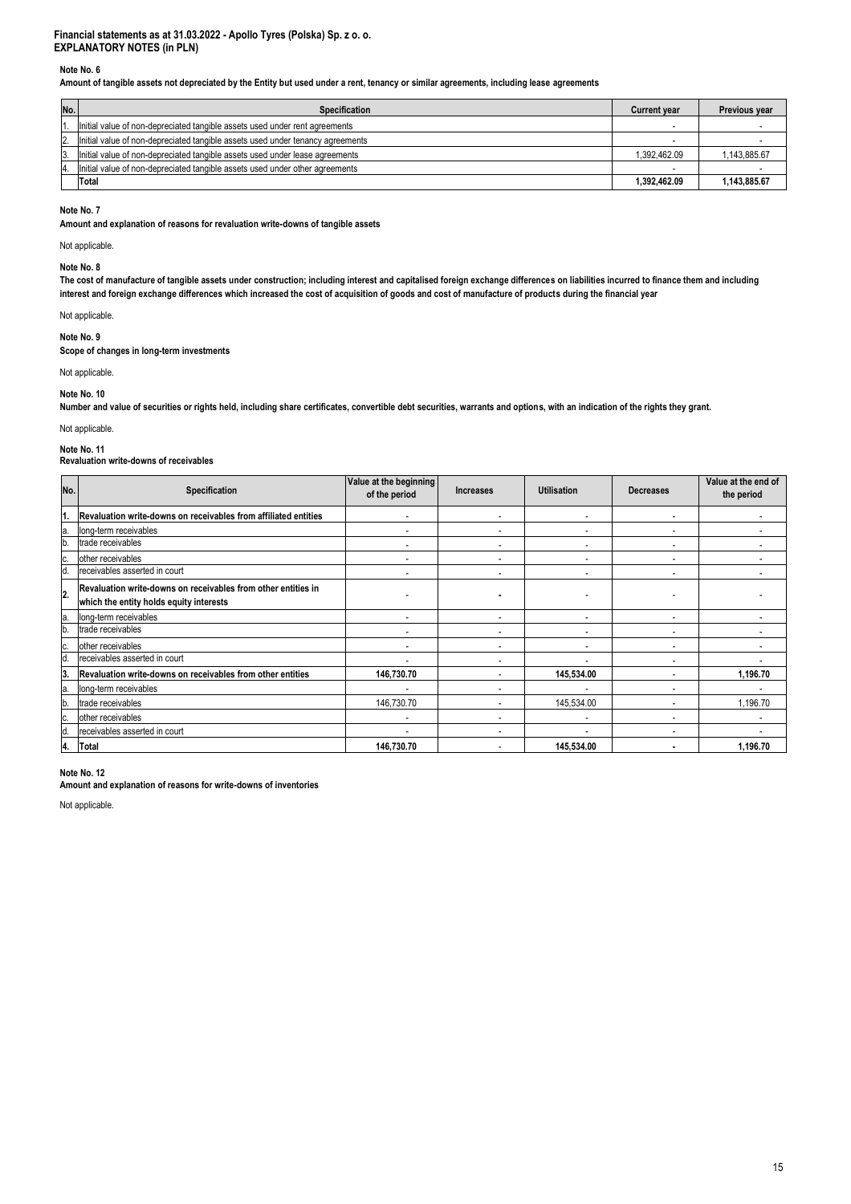**Financial statements as at 31.03.2022 - Apollo Tyres (Polska) Sp. z o. o.**
**EXPLANATORY NOTES (in PLN)**

**Note No. 6**

**Amount of tangible assets not depreciated by the Entity but used under a rent, tenancy or similar agreements, including lease agreements**

| No. | Specification | Current year | Previous year |
|---|---|---|---|
| 1. | Initial value of non-depreciated tangible assets used under rent agreements | - | - |
| 2. | Initial value of non-depreciated tangible assets used under tenancy agreements | - | - |
| 3. | Initial value of non-depreciated tangible assets used under lease agreements | 1,392,462.09 | 1,143,885.67 |
| 4. | Initial value of non-depreciated tangible assets used under other agreements | - | - |
| | **Total** | **1,392,462.09** | **1,143,885.67** |

**Note No. 7**

**Amount and explanation of reasons for revaluation write-downs of tangible assets**

Not applicable.

**Note No. 8**

**The cost of manufacture of tangible assets under construction; including interest and capitalised foreign exchange differences on liabilities incurred to finance them and including interest and foreign exchange differences which increased the cost of acquisition of goods and cost of manufacture of products during the financial year**

Not applicable.

**Note No. 9**

**Scope of changes in long-term investments**

Not applicable.

**Note No. 10**

**Number and value of securities or rights held, including share certificates, convertible debt securities, warrants and options, with an indication of the rights they grant.**

Not applicable.

**Note No. 11**

**Revaluation write-downs of receivables**

| No. | Specification | Value at the beginning of the period | Increases | Utilisation | Decreases | Value at the end of the period |
|---|---|---|---|---|---|---|
| **1.** | **Revaluation write-downs on receivables from affiliated entities** | - | - | - | - | - |
| a. | long-term receivables | - | - | - | - | - |
| b. | trade receivables | - | - | - | - | - |
| c. | other receivables | - | - | - | - | - |
| d. | receivables asserted in court | - | - | - | - | - |
| **2.** | **Revaluation write-downs on receivables from other entities in which the entity holds equity interests** | - | - | - | - | - |
| a. | long-term receivables | - | - | - | - | - |
| b. | trade receivables | - | - | - | - | - |
| c. | other receivables | - | - | - | - | - |
| d. | receivables asserted in court | - | - | - | - | - |
| **3.** | **Revaluation write-downs on receivables from other entities** | **146,730.70** | - | **145,534.00** | - | **1,196.70** |
| a. | long-term receivables | - | - | - | - | - |
| b. | trade receivables | 146,730.70 | - | 145,534.00 | - | 1,196.70 |
| c. | other receivables | - | - | - | - | - |
| d. | receivables asserted in court | - | - | - | - | - |
| **4.** | **Total** | **146,730.70** | - | **145,534.00** | - | **1,196.70** |

**Note No. 12**

**Amount and explanation of reasons for write-downs of inventories**

Not applicable.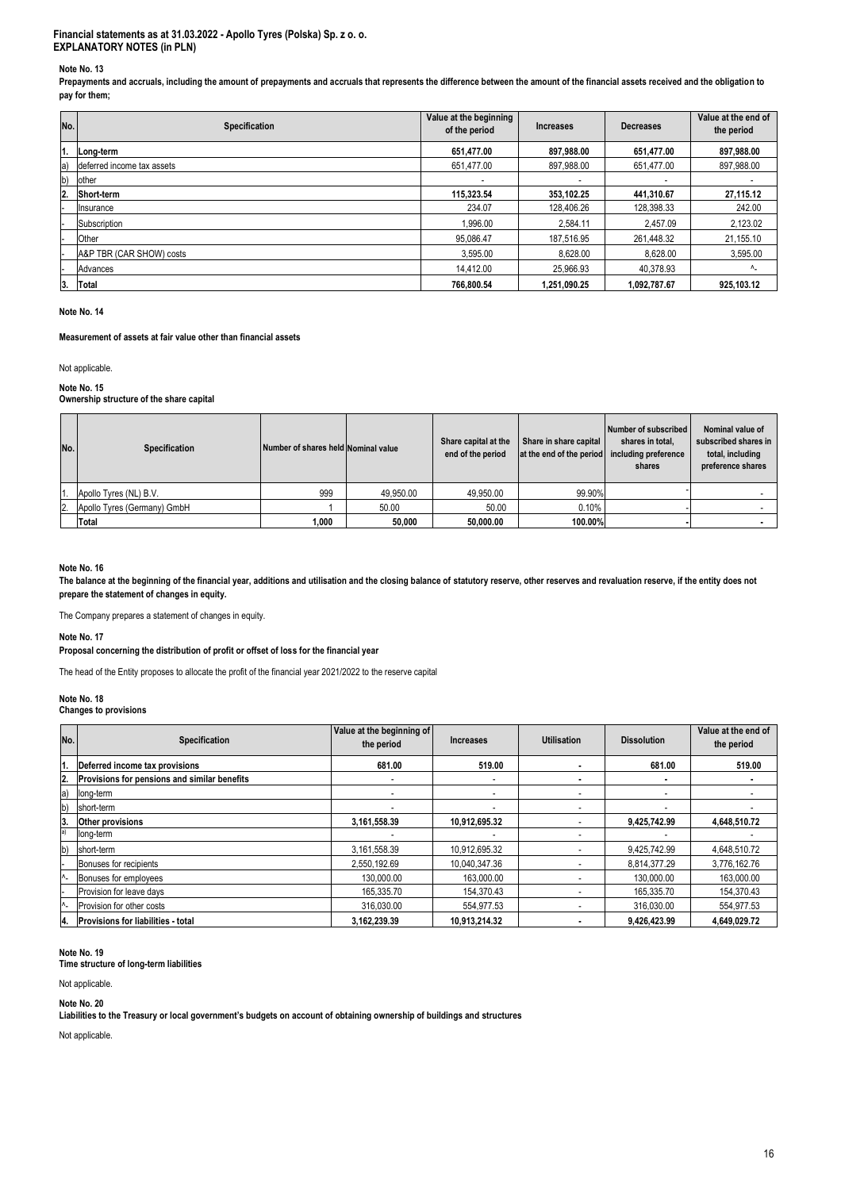**Financial statements as at 31.03.2022 - Apollo Tyres (Polska) Sp. z o. o.**
**EXPLANATORY NOTES (in PLN)**

**Note No. 13**

**Prepayments and accruals, including the amount of prepayments and accruals that represents the difference between the amount of the financial assets received and the obligation to pay for them;**

| No. | Specification | Value at the beginning of the period | Increases | Decreases | Value at the end of the period |
|---|---|---|---|---|---|
| 1. | **Long-term** | **651,477.00** | **897,988.00** | **651,477.00** | **897,988.00** |
| a) | deferred income tax assets | 651,477.00 | 897,988.00 | 651,477.00 | 897,988.00 |
| b) | other | - | - | - | - |
| 2. | **Short-term** | **115,323.54** | **353,102.25** | **441,310.67** | **27,115.12** |
| - | Insurance | 234.07 | 128,406.26 | 128,398.33 | 242.00 |
| - | Subscription | 1,996.00 | 2,584.11 | 2,457.09 | 2,123.02 |
| - | Other | 95,086.47 | 187,516.95 | 261,448.32 | 21,155.10 |
| - | A&P TBR (CAR SHOW) costs | 3,595.00 | 8,628.00 | 8,628.00 | 3,595.00 |
| - | Advances | 14,412.00 | 25,966.93 | 40,378.93 | ^- |
| 3. | **Total** | **766,800.54** | **1,251,090.25** | **1,092,787.67** | **925,103.12** |

**Note No. 14**

**Measurement of assets at fair value other than financial assets**

Not applicable.

**Note No. 15**
**Ownership structure of the share capital**

| No. | Specification | Number of shares held | Nominal value | Share capital at the end of the period | Share in share capital at the end of the period | Number of subscribed shares in total, including preference shares | Nominal value of subscribed shares in total, including preference shares |
|---|---|---|---|---|---|---|---|
| 1. | Apollo Tyres (NL) B.V. | 999 | 49,950.00 | 49,950.00 | 99.90% | - | - |
| 2. | Apollo Tyres (Germany) GmbH | 1 | 50.00 | 50.00 | 0.10% | - | - |
| | **Total** | **1,000** | **50,000** | **50,000.00** | **100.00%** | **-** | **-** |

**Note No. 16**
**The balance at the beginning of the financial year, additions and utilisation and the closing balance of statutory reserve, other reserves and revaluation reserve, if the entity does not prepare the statement of changes in equity.**

The Company prepares a statement of changes in equity.

**Note No. 17**
**Proposal concerning the distribution of profit or offset of loss for the financial year**

The head of the Entity proposes to allocate the profit of the financial year 2021/2022 to the reserve capital

**Note No. 18**
**Changes to provisions**

| No. | Specification | Value at the beginning of the period | Increases | Utilisation | Dissolution | Value at the end of the period |
|---|---|---|---|---|---|---|
| 1. | **Deferred income tax provisions** | **681.00** | **519.00** | **-** | **681.00** | **519.00** |
| 2. | **Provisions for pensions and similar benefits** | - | - | **-** | **-** | **-** |
| a) | long-term | - | - | - | - | - |
| b) | short-term | - | - | - | - | - |
| 3. | **Other provisions** | **3,161,558.39** | **10,912,695.32** | - | **9,425,742.99** | **4,648,510.72** |
| a) | long-term | - | - | - | - | - |
| b) | short-term | 3,161,558.39 | 10,912,695.32 | - | 9,425,742.99 | 4,648,510.72 |
| - | Bonuses for recipients | 2,550,192.69 | 10,040,347.36 | - | 8,814,377.29 | 3,776,162.76 |
| ^- | Bonuses for employees | 130,000.00 | 163,000.00 | - | 130,000.00 | 163,000.00 |
| - | Provision for leave days | 165,335.70 | 154,370.43 | - | 165,335.70 | 154,370.43 |
| ^- | Provision for other costs | 316,030.00 | 554,977.53 | - | 316,030.00 | 554,977.53 |
| 4. | **Provisions for liabilities - total** | **3,162,239.39** | **10,913,214.32** | **-** | **9,426,423.99** | **4,649,029.72** |

**Note No. 19**
**Time structure of long-term liabilities**

Not applicable.

**Note No. 20**
**Liabilities to the Treasury or local government's budgets on account of obtaining ownership of buildings and structures**

Not applicable.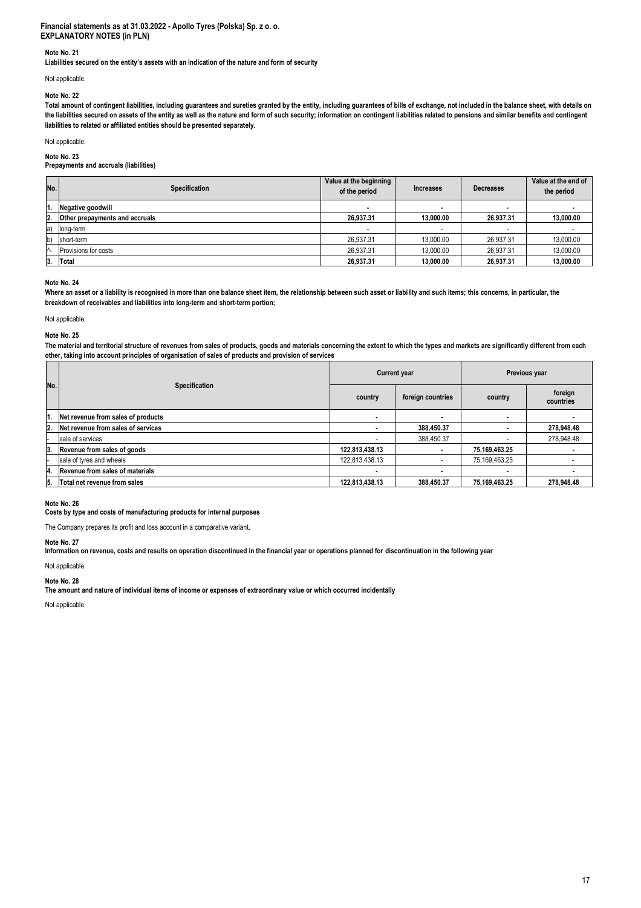**Financial statements as at 31.03.2022 - Apollo Tyres (Polska) Sp. z o. o.**
**EXPLANATORY NOTES (in PLN)**

**Note No. 21**
**Liabilities secured on the entity's assets with an indication of the nature and form of security**

Not applicable.

**Note No. 22**
**Total amount of contingent liabilities, including guarantees and sureties granted by the entity, including guarantees of bills of exchange, not included in the balance sheet, with details on the liabilities secured on assets of the entity as well as the nature and form of such security; information on contingent liabilities related to pensions and similar benefits and contingent liabilities to related or affiliated entities should be presented separately.**

Not applicable.

**Note No. 23**
**Prepayments and accruals (liabilities)**

| No. | Specification | Value at the beginning of the period | Increases | Decreases | Value at the end of the period |
|---|---|---|---|---|---|
| 1. | **Negative goodwill** | - | - | - | - |
| 2. | **Other prepayments and accruals** | **26,937.31** | **13,000.00** | **26,937.31** | **13,000.00** |
| a) | long-term | - | - | - | - |
| b) | short-term | 26,937.31 | 13,000.00 | 26,937.31 | 13,000.00 |
| ^- | Provisions for costs | 26,937.31 | 13,000.00 | 26,937.31 | 13,000.00 |
| 3. | **Total** | **26,937.31** | **13,000.00** | **26,937.31** | **13,000.00** |

**Note No. 24**
**Where an asset or a liability is recognised in more than one balance sheet item, the relationship between such asset or liability and such items; this concerns, in particular, the breakdown of receivables and liabilities into long-term and short-term portion;**

Not applicable.

**Note No. 25**
**The material and territorial structure of revenues from sales of products, goods and materials concerning the extent to which the types and markets are significantly different from each other, taking into account principles of organisation of sales of products and provision of services**

| No. | Specification | Current year | | Previous year | |
|---|---|---|---|---|---|
| | | country | foreign countries | country | foreign countries |
| 1. | **Net revenue from sales of products** | - | - | - | - |
| 2. | **Net revenue from sales of services** | - | **388,450.37** | - | **278,948.48** |
| - | sale of services | - | 388,450.37 | - | 278,948.48 |
| 3. | **Revenue from sales of goods** | **122,813,438.13** | - | **75,169,463.25** | - |
| - | sale of tyres and wheels | 122,813,438.13 | - | 75,169,463.25 | - |
| 4. | **Revenue from sales of materials** | - | - | - | - |
| 5. | **Total net revenue from sales** | **122,813,438.13** | **388,450.37** | **75,169,463.25** | **278,948.48** |

**Note No. 26**
**Costs by type and costs of manufacturing products for internal purposes**

The Company prepares its profit and loss account in a comparative variant.

**Note No. 27**
**Information on revenue, costs and results on operation discontinued in the financial year or operations planned for discontinuation in the following year**

Not applicable.

**Note No. 28**
**The amount and nature of individual items of income or expenses of extraordinary value or which occurred incidentally**

Not applicable.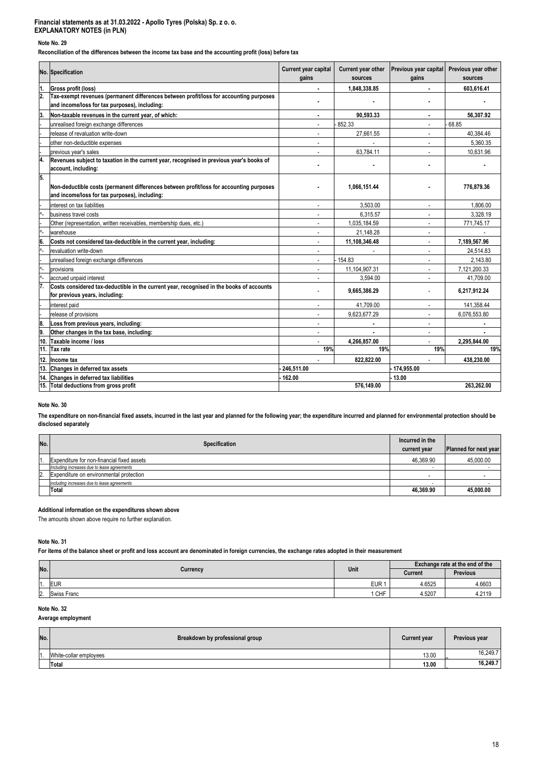**Financial statements as at 31.03.2022 - Apollo Tyres (Polska) Sp. z o. o.**
**EXPLANATORY NOTES (in PLN)**

**Note No. 29**

**Reconciliation of the differences between the income tax base and the accounting profit (loss) before tax**

| No. | Specification | Current year capital gains | Current year other sources | Previous year capital gains | Previous year other sources |
|---|---|---|---|---|---|
| 1. | **Gross profit (loss)** | - | 1,848,338.85 | - | 603,616.41 |
| 2. | **Tax-exempt revenues (permanent differences between profit/loss for accounting purposes and income/loss for tax purposes), including:** | - | - | - | - |
| 3. | **Non-taxable revenues in the current year, of which:** | - | 90,593.33 | - | 56,307.92 |
| - | unrealised foreign exchange differences | - | - 852.33 | - | - 68.85 |
| - | release of revaluation write-down | - | 27,661.55 | - | 40,384.46 |
| - | other non-deductible expenses | - | - | - | 5,360.35 |
| - | previous year's sales | - | 63,784.11 | - | 10,631.96 |
| 4. | **Revenues subject to taxation in the current year, recognised in previous year's books of account, including:** | - | - | - | - |
| 5. | **Non-deductible costs (permanent differences between profit/loss for accounting purposes and income/loss for tax purposes), including:** | - | 1,066,151.44 | - | 776,879.36 |
| - | interest on tax liabilities | - | 3,503.00 | - | 1,806.00 |
| ^- | business travel costs | - | 6,315.57 | - | 3,328.19 |
| - | Other (representation, written receivables, membership dues, etc.) | - | 1,035,184.59 | - | 771,745.17 |
| ^- | warehouse | - | 21,148.28 | - | - |
| 6. | **Costs not considered tax-deductible in the current year, including:** | - | 11,108,346.48 | - | 7,189,567.96 |
| ^- | revaluation write-down | - | - | - | 24,514.83 |
| - | unrealised foreign exchange differences | - | - 154.83 | - | 2,143.80 |
| ^- | provisions | - | 11,104,907.31 | - | 7,121,200.33 |
| ^- | accrued unpaid interest | - | 3,594.00 | - | 41,709.00 |
| 7. | **Costs considered tax-deductible in the current year, recognised in the books of accounts for previous years, including:** | - | 9,665,386.29 | - | 6,217,912.24 |
| - | interest paid | - | 41,709.00 | - | 141,358.44 |
| - | release of provisions | - | 9,623,677.29 | - | 6,076,553.80 |
| 8. | **Loss from previous years, including:** | - | - | - | - |
| 9. | **Other changes in the tax base, including:** | - | - | - | - |
| 10. | **Taxable income / loss** | - | 4,266,857.00 | - | 2,295,844.00 |
| 11. | **Tax rate** | 19% | 19% | 19% | 19% |
| 12. | **Income tax** | - | 822,822.00 | - | 438,230.00 |
| 13. | **Changes in deferred tax assets** | - 246,511.00 | | - 174,955.00 | |
| 14. | **Changes in deferred tax liabilities** | - 162.00 | | - 13.00 | |
| 15. | **Total deductions from gross profit** | | 576,149.00 | | 263,262.00 |

**Note No. 30**

**The expenditure on non-financial fixed assets, incurred in the last year and planned for the following year; the expenditure incurred and planned for environmental protection should be disclosed separately**

| No. | Specification | Incurred in the current year | Planned for next year |
|---|---|---|---|
| 1. | Expenditure for non-financial fixed assets | 46,369.90 | 45,000.00 |
| | *Including increases due to lease agreements* | - | - |
| 2. | Expenditure on environmental protection | - | - |
| | *including increases due to lease agreements* | - | - |
| | **Total** | **46,369.90** | **45,000.00** |

**Additional information on the expenditures shown above**

The amounts shown above require no further explanation.

**Note No. 31**

**For items of the balance sheet or profit and loss account are denominated in foreign currencies, the exchange rates adopted in their measurement**

| No. | Currency | Unit | Exchange rate at the end of the | |
|---|---|---|---|---|
| | | | Current | Previous |
| 1. | EUR | EUR 1 | 4.6525 | 4.6603 |
| 2. | Swiss Franc | 1 CHF | 4.5207 | 4.2119 |

**Note No. 32**

**Average employment**

| No. | Breakdown by professional group | Current year | Previous year |
|---|---|---|---|
| 1. | White-collar employees | 13.00 | 16,249.7 |
| | **Total** | **13.00** | **16,249.7** |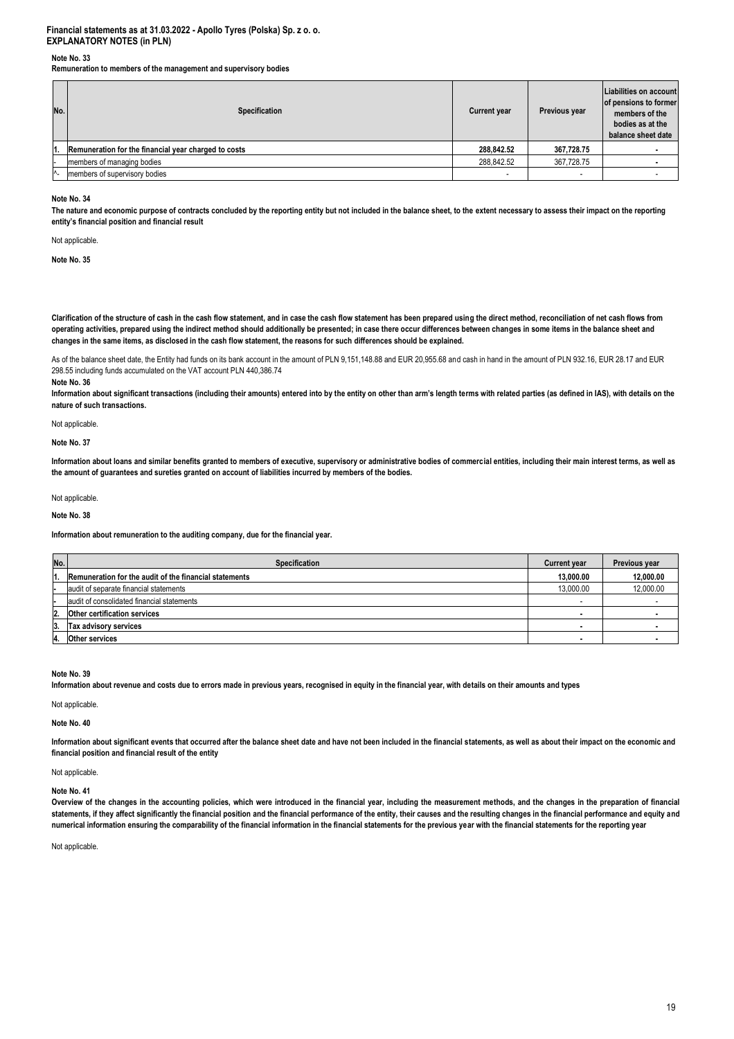**Financial statements as at 31.03.2022 - Apollo Tyres (Polska) Sp. z o. o.**
**EXPLANATORY NOTES (in PLN)**

**Note No. 33**

**Remuneration to members of the management and supervisory bodies**

| No. | Specification | Current year | Previous year | Liabilities on account of pensions to former members of the bodies as at the balance sheet date |
|---|---|---|---|---|
| 1. | **Remuneration for the financial year charged to costs** | **288,842.52** | **367,728.75** | - |
| - | members of managing bodies | 288,842.52 | 367,728.75 | - |
| ^- | members of supervisory bodies | - | - | - |

**Note No. 34**

**The nature and economic purpose of contracts concluded by the reporting entity but not included in the balance sheet, to the extent necessary to assess their impact on the reporting entity's financial position and financial result**

Not applicable.

**Note No. 35**

**Clarification of the structure of cash in the cash flow statement, and in case the cash flow statement has been prepared using the direct method, reconciliation of net cash flows from operating activities, prepared using the indirect method should additionally be presented; in case there occur differences between changes in some items in the balance sheet and changes in the same items, as disclosed in the cash flow statement, the reasons for such differences should be explained.**

As of the balance sheet date, the Entity had funds on its bank account in the amount of PLN 9,151,148.88 and EUR 20,955.68 and cash in hand in the amount of PLN 932.16, EUR 28.17 and EUR 298.55 including funds accumulated on the VAT account PLN 440,386.74

**Note No. 36**

**Information about significant transactions (including their amounts) entered into by the entity on other than arm's length terms with related parties (as defined in IAS), with details on the nature of such transactions.**

Not applicable.

**Note No. 37**

**Information about loans and similar benefits granted to members of executive, supervisory or administrative bodies of commercial entities, including their main interest terms, as well as the amount of guarantees and sureties granted on account of liabilities incurred by members of the bodies.**

Not applicable.

**Note No. 38**

**Information about remuneration to the auditing company, due for the financial year.**

| No. | Specification | Current year | Previous year |
|---|---|---|---|
| 1. | **Remuneration for the audit of the financial statements** | **13,000.00** | **12,000.00** |
| - | audit of separate financial statements | 13,000.00 | 12,000.00 |
| - | audit of consolidated financial statements | - | - |
| 2. | **Other certification services** | - | - |
| 3. | **Tax advisory services** | - | - |
| 4. | **Other services** | - | - |

**Note No. 39**

**Information about revenue and costs due to errors made in previous years, recognised in equity in the financial year, with details on their amounts and types**

Not applicable.

**Note No. 40**

**Information about significant events that occurred after the balance sheet date and have not been included in the financial statements, as well as about their impact on the economic and financial position and financial result of the entity**

Not applicable.

**Note No. 41**

**Overview of the changes in the accounting policies, which were introduced in the financial year, including the measurement methods, and the changes in the preparation of financial statements, if they affect significantly the financial position and the financial performance of the entity, their causes and the resulting changes in the financial performance and equity and numerical information ensuring the comparability of the financial information in the financial statements for the previous year with the financial statements for the reporting year**

Not applicable.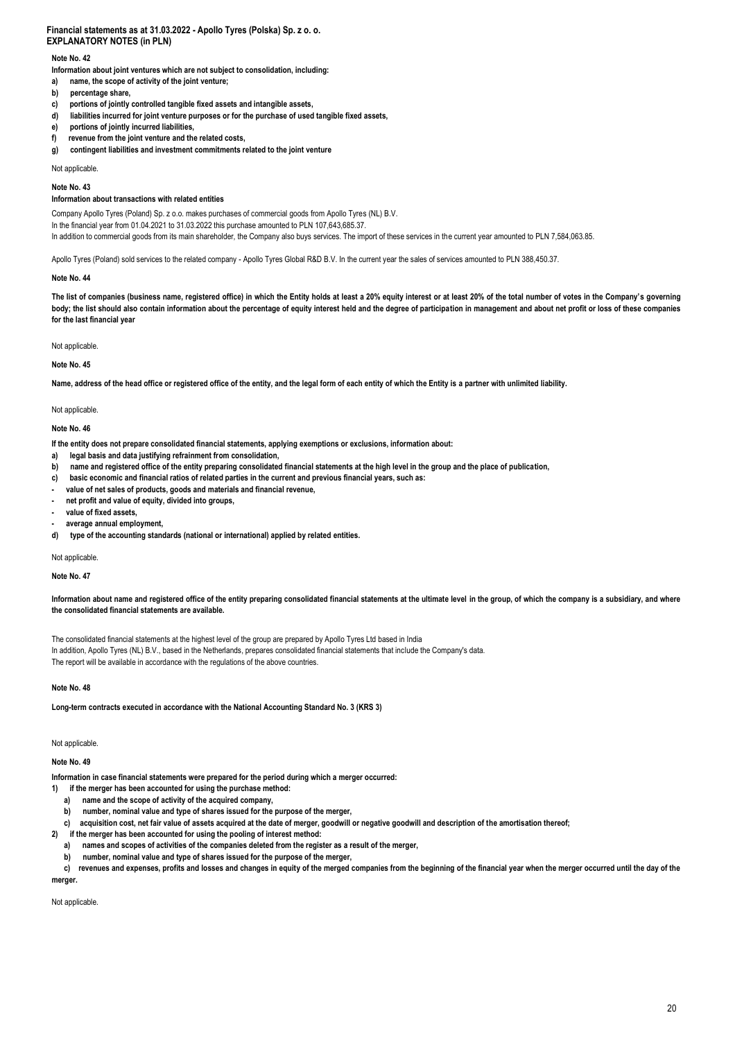**Financial statements as at 31.03.2022 - Apollo Tyres (Polska) Sp. z o. o.**
**EXPLANATORY NOTES (in PLN)**

### Note No. 42

**Information about joint ventures which are not subject to consolidation, including:**

- **a) name, the scope of activity of the joint venture;**
- **b) percentage share,**
- **c) portions of jointly controlled tangible fixed assets and intangible assets,**
- **d) liabilities incurred for joint venture purposes or for the purchase of used tangible fixed assets,**
- **e) portions of jointly incurred liabilities,**
- **f) revenue from the joint venture and the related costs,**
- **g) contingent liabilities and investment commitments related to the joint venture**

Not applicable.

### Note No. 43

**Information about transactions with related entities**

Company Apollo Tyres (Poland) Sp. z o.o. makes purchases of commercial goods from Apollo Tyres (NL) B.V.
In the financial year from 01.04.2021 to 31.03.2022 this purchase amounted to PLN 107,643,685.37.
In addition to commercial goods from its main shareholder, the Company also buys services. The import of these services in the current year amounted to PLN 7,584,063.85.

Apollo Tyres (Poland) sold services to the related company - Apollo Tyres Global R&D B.V. In the current year the sales of services amounted to PLN 388,450.37.

### Note No. 44

**The list of companies (business name, registered office) in which the Entity holds at least a 20% equity interest or at least 20% of the total number of votes in the Company's governing body; the list should also contain information about the percentage of equity interest held and the degree of participation in management and about net profit or loss of these companies for the last financial year**

Not applicable.

### Note No. 45

**Name, address of the head office or registered office of the entity, and the legal form of each entity of which the Entity is a partner with unlimited liability.**

Not applicable.

### Note No. 46

**If the entity does not prepare consolidated financial statements, applying exemptions or exclusions, information about:**

- **a) legal basis and data justifying refrainment from consolidation,**
- **b) name and registered office of the entity preparing consolidated financial statements at the high level in the group and the place of publication,**
- **c) basic economic and financial ratios of related parties in the current and previous financial years, such as:**
  - **value of net sales of products, goods and materials and financial revenue,**
  - **net profit and value of equity, divided into groups,**
  - **value of fixed assets,**
  - **average annual employment,**
- **d) type of the accounting standards (national or international) applied by related entities.**

Not applicable.

### Note No. 47

**Information about name and registered office of the entity preparing consolidated financial statements at the ultimate level in the group, of which the company is a subsidiary, and where the consolidated financial statements are available.**

The consolidated financial statements at the highest level of the group are prepared by Apollo Tyres Ltd based in India
In addition, Apollo Tyres (NL) B.V., based in the Netherlands, prepares consolidated financial statements that include the Company's data.
The report will be available in accordance with the regulations of the above countries.

### Note No. 48

**Long-term contracts executed in accordance with the National Accounting Standard No. 3 (KRS 3)**

Not applicable.

### Note No. 49

**Information in case financial statements were prepared for the period during which a merger occurred:**

1) **if the merger has been accounted for using the purchase method:**
   - **a) name and the scope of activity of the acquired company,**
   - **b) number, nominal value and type of shares issued for the purpose of the merger,**
   - **c) acquisition cost, net fair value of assets acquired at the date of merger, goodwill or negative goodwill and description of the amortisation thereof;**
2) **if the merger has been accounted for using the pooling of interest method:**
   - **a) names and scopes of activities of the companies deleted from the register as a result of the merger,**
   - **b) number, nominal value and type of shares issued for the purpose of the merger,**
   - **c) revenues and expenses, profits and losses and changes in equity of the merged companies from the beginning of the financial year when the merger occurred until the day of the merger.**

Not applicable.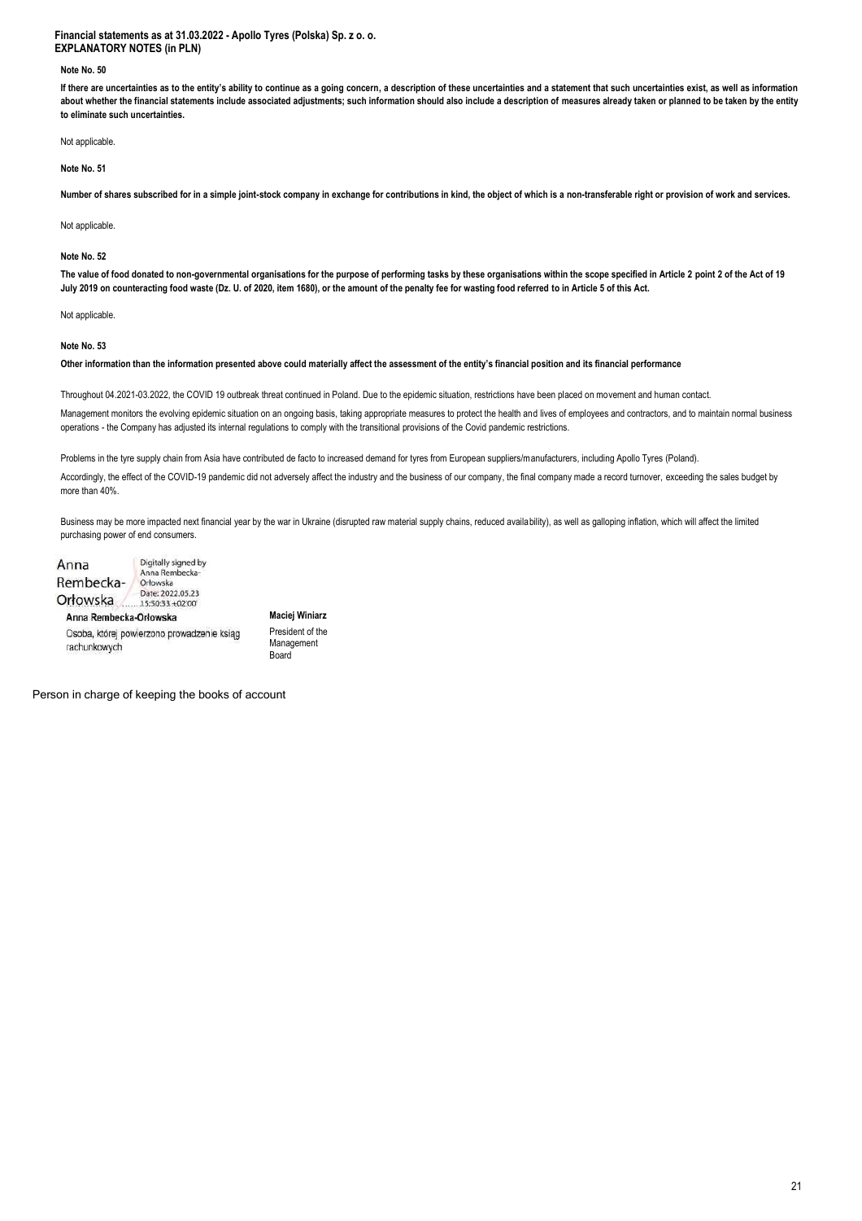**Financial statements as at 31.03.2022 - Apollo Tyres (Polska) Sp. z o. o.**
**EXPLANATORY NOTES (in PLN)**

**Note No. 50**

**If there are uncertainties as to the entity's ability to continue as a going concern, a description of these uncertainties and a statement that such uncertainties exist, as well as information about whether the financial statements include associated adjustments; such information should also include a description of measures already taken or planned to be taken by the entity to eliminate such uncertainties.**

Not applicable.

**Note No. 51**

**Number of shares subscribed for in a simple joint-stock company in exchange for contributions in kind, the object of which is a non-transferable right or provision of work and services.**

Not applicable.

**Note No. 52**

**The value of food donated to non-governmental organisations for the purpose of performing tasks by these organisations within the scope specified in Article 2 point 2 of the Act of 19 July 2019 on counteracting food waste (Dz. U. of 2020, item 1680), or the amount of the penalty fee for wasting food referred to in Article 5 of this Act.**

Not applicable.

**Note No. 53**

**Other information than the information presented above could materially affect the assessment of the entity's financial position and its financial performance**

Throughout 04.2021-03.2022, the COVID 19 outbreak threat continued in Poland. Due to the epidemic situation, restrictions have been placed on movement and human contact.

Management monitors the evolving epidemic situation on an ongoing basis, taking appropriate measures to protect the health and lives of employees and contractors, and to maintain normal business operations - the Company has adjusted its internal regulations to comply with the transitional provisions of the Covid pandemic restrictions.

Problems in the tyre supply chain from Asia have contributed de facto to increased demand for tyres from European suppliers/manufacturers, including Apollo Tyres (Poland).

Accordingly, the effect of the COVID-19 pandemic did not adversely affect the industry and the business of our company, the final company made a record turnover, exceeding the sales budget by more than 40%.

Business may be more impacted next financial year by the war in Ukraine (disrupted raw material supply chains, reduced availability), as well as galloping inflation, which will affect the limited purchasing power of end consumers.

Anna Rembecka-Orłowska
Digitally signed by Anna Rembecka-Orłowska
Date: 2022.05.23 15:50:33 +02'00'

**Anna Rembecka-Orłowska**
Osoba, której powierzono prowadzenie ksiąg rachunkowych

**Maciej Winiarz**
President of the Management Board

Person in charge of keeping the books of account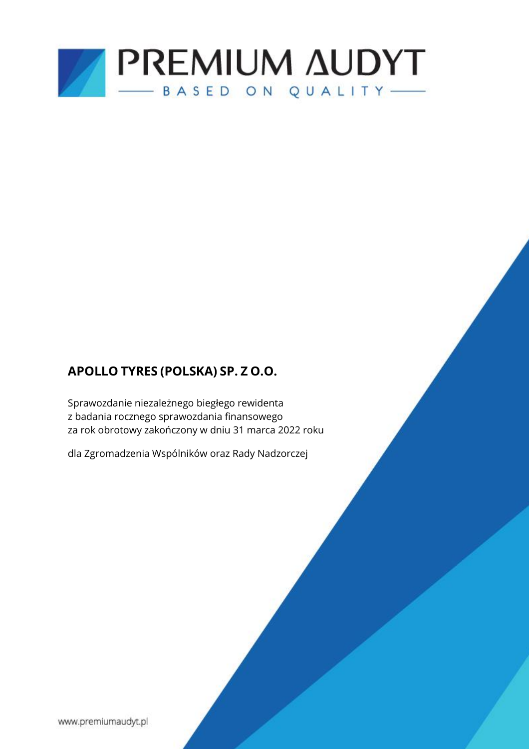# PREMIUM AUDYT

BASED ON QUALITY

**APOLLO TYRES (POLSKA) SP. Z O.O.**

Sprawozdanie niezależnego biegłego rewidenta
z badania rocznego sprawozdania finansowego
za rok obrotowy zakończony w dniu 31 marca 2022 roku

dla Zgromadzenia Wspólników oraz Rady Nadzorczej

www.premiumaudyt.pl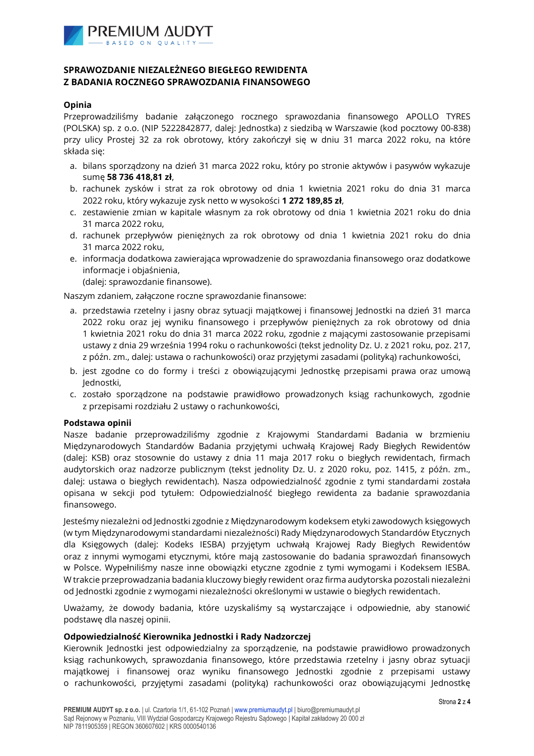## SPRAWOZDANIE NIEZALEŻNEGO BIEGŁEGO REWIDENTA Z BADANIA ROCZNEGO SPRAWOZDANIA FINANSOWEGO

### Opinia

Przeprowadziliśmy badanie załączonego rocznego sprawozdania finansowego APOLLO TYRES (POLSKA) sp. z o.o. (NIP 5222842877, dalej: Jednostka) z siedzibą w Warszawie (kod pocztowy 00-838) przy ulicy Prostej 32 za rok obrotowy, który zakończył się w dniu 31 marca 2022 roku, na które składa się:

a. bilans sporządzony na dzień 31 marca 2022 roku, który po stronie aktywów i pasywów wykazuje sumę **58 736 418,81 zł**,
b. rachunek zysków i strat za rok obrotowy od dnia 1 kwietnia 2021 roku do dnia 31 marca 2022 roku, który wykazuje zysk netto w wysokości **1 272 189,85 zł**,
c. zestawienie zmian w kapitale własnym za rok obrotowy od dnia 1 kwietnia 2021 roku do dnia 31 marca 2022 roku,
d. rachunek przepływów pieniężnych za rok obrotowy od dnia 1 kwietnia 2021 roku do dnia 31 marca 2022 roku,
e. informacja dodatkowa zawierająca wprowadzenie do sprawozdania finansowego oraz dodatkowe informacje i objaśnienia,
(dalej: sprawozdanie finansowe).

Naszym zdaniem, załączone roczne sprawozdanie finansowe:

a. przedstawia rzetelny i jasny obraz sytuacji majątkowej i finansowej Jednostki na dzień 31 marca 2022 roku oraz jej wyniku finansowego i przepływów pieniężnych za rok obrotowy od dnia 1 kwietnia 2021 roku do dnia 31 marca 2022 roku, zgodnie z mającymi zastosowanie przepisami ustawy z dnia 29 września 1994 roku o rachunkowości (tekst jednolity Dz. U. z 2021 roku, poz. 217, z późn. zm., dalej: ustawa o rachunkowości) oraz przyjętymi zasadami (polityką) rachunkowości,
b. jest zgodne co do formy i treści z obowiązującymi Jednostkę przepisami prawa oraz umową Jednostki,
c. zostało sporządzone na podstawie prawidłowo prowadzonych ksiąg rachunkowych, zgodnie z przepisami rozdziału 2 ustawy o rachunkowości,

### Podstawa opinii

Nasze badanie przeprowadziliśmy zgodnie z Krajowymi Standardami Badania w brzmieniu Międzynarodowych Standardów Badania przyjętymi uchwałą Krajowej Rady Biegłych Rewidentów (dalej: KSB) oraz stosownie do ustawy z dnia 11 maja 2017 roku o biegłych rewidentach, firmach audytorskich oraz nadzorze publicznym (tekst jednolity Dz. U. z 2020 roku, poz. 1415, z późn. zm., dalej: ustawa o biegłych rewidentach). Nasza odpowiedzialność zgodnie z tymi standardami została opisana w sekcji pod tytułem: Odpowiedzialność biegłego rewidenta za badanie sprawozdania finansowego.

Jesteśmy niezależni od Jednostki zgodnie z Międzynarodowym kodeksem etyki zawodowych księgowych (w tym Międzynarodowymi standardami niezależności) Rady Międzynarodowych Standardów Etycznych dla Księgowych (dalej: Kodeks IESBA) przyjętym uchwałą Krajowej Rady Biegłych Rewidentów oraz z innymi wymogami etycznymi, które mają zastosowanie do badania sprawozdań finansowych w Polsce. Wypełniliśmy nasze inne obowiązki etyczne zgodnie z tymi wymogami i Kodeksem IESBA. W trakcie przeprowadzania badania kluczowy biegły rewident oraz firma audytorska pozostali niezależni od Jednostki zgodnie z wymogami niezależności określonymi w ustawie o biegłych rewidentach.

Uważamy, że dowody badania, które uzyskaliśmy są wystarczające i odpowiednie, aby stanowić podstawę dla naszej opinii.

### Odpowiedzialność Kierownika Jednostki i Rady Nadzorczej

Kierownik Jednostki jest odpowiedzialny za sporządzenie, na podstawie prawidłowo prowadzonych ksiąg rachunkowych, sprawozdania finansowego, które przedstawia rzetelny i jasny obraz sytuacji majątkowej i finansowej oraz wyniku finansowego Jednostki zgodnie z przepisami ustawy o rachunkowości, przyjętymi zasadami (polityką) rachunkowości oraz obowiązującymi Jednostkę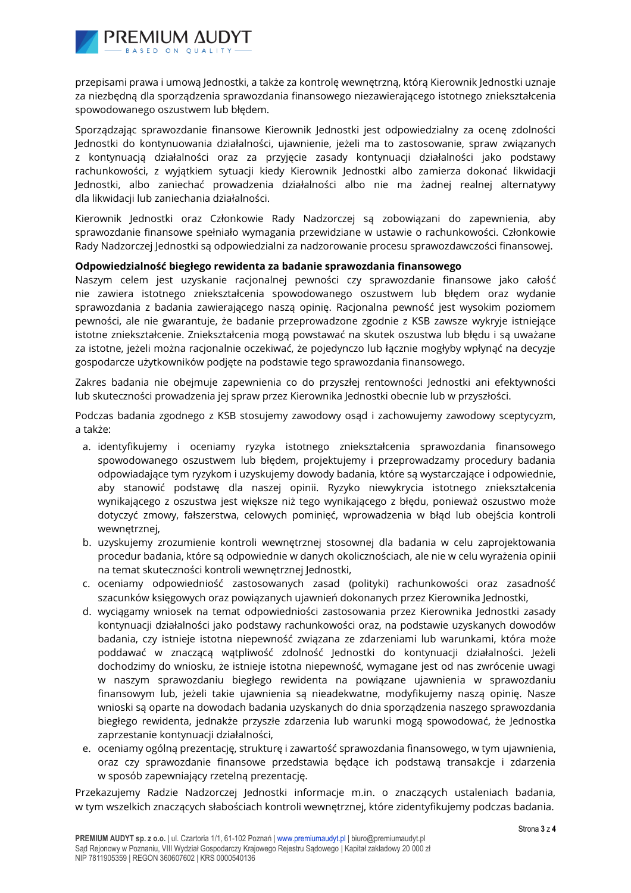przepisami prawa i umową Jednostki, a także za kontrolę wewnętrzną, którą Kierownik Jednostki uznaje za niezbędną dla sporządzenia sprawozdania finansowego niezawierającego istotnego zniekształcenia spowodowanego oszustwem lub błędem.

Sporządzając sprawozdanie finansowe Kierownik Jednostki jest odpowiedzialny za ocenę zdolności Jednostki do kontynuowania działalności, ujawnienie, jeżeli ma to zastosowanie, spraw związanych z kontynuacją działalności oraz za przyjęcie zasady kontynuacji działalności jako podstawy rachunkowości, z wyjątkiem sytuacji kiedy Kierownik Jednostki albo zamierza dokonać likwidacji Jednostki, albo zaniechać prowadzenia działalności albo nie ma żadnej realnej alternatywy dla likwidacji lub zaniechania działalności.

Kierownik Jednostki oraz Członkowie Rady Nadzorczej są zobowiązani do zapewnienia, aby sprawozdanie finansowe spełniało wymagania przewidziane w ustawie o rachunkowości. Członkowie Rady Nadzorczej Jednostki są odpowiedzialni za nadzorowanie procesu sprawozdawczości finansowej.

**Odpowiedzialność biegłego rewidenta za badanie sprawozdania finansowego**

Naszym celem jest uzyskanie racjonalnej pewności czy sprawozdanie finansowe jako całość nie zawiera istotnego zniekształcenia spowodowanego oszustwem lub błędem oraz wydanie sprawozdania z badania zawierającego naszą opinię. Racjonalna pewność jest wysokim poziomem pewności, ale nie gwarantuje, że badanie przeprowadzone zgodnie z KSB zawsze wykryje istniejące istotne zniekształcenie. Zniekształcenia mogą powstawać na skutek oszustwa lub błędu i są uważane za istotne, jeżeli można racjonalnie oczekiwać, że pojedynczo lub łącznie mogłyby wpłynąć na decyzje gospodarcze użytkowników podjęte na podstawie tego sprawozdania finansowego.

Zakres badania nie obejmuje zapewnienia co do przyszłej rentowności Jednostki ani efektywności lub skuteczności prowadzenia jej spraw przez Kierownika Jednostki obecnie lub w przyszłości.

Podczas badania zgodnego z KSB stosujemy zawodowy osąd i zachowujemy zawodowy sceptycyzm, a także:

a. identyfikujemy i oceniamy ryzyka istotnego zniekształcenia sprawozdania finansowego spowodowanego oszustwem lub błędem, projektujemy i przeprowadzamy procedury badania odpowiadające tym ryzykom i uzyskujemy dowody badania, które są wystarczające i odpowiednie, aby stanowić podstawę dla naszej opinii. Ryzyko niewykrycia istotnego zniekształcenia wynikającego z oszustwa jest większe niż tego wynikającego z błędu, ponieważ oszustwo może dotyczyć zmowy, fałszerstwa, celowych pominięć, wprowadzenia w błąd lub obejścia kontroli wewnętrznej,
b. uzyskujemy zrozumienie kontroli wewnętrznej stosownej dla badania w celu zaprojektowania procedur badania, które są odpowiednie w danych okolicznościach, ale nie w celu wyrażenia opinii na temat skuteczności kontroli wewnętrznej Jednostki,
c. oceniamy odpowiedniość zastosowanych zasad (polityki) rachunkowości oraz zasadność szacunków księgowych oraz powiązanych ujawnień dokonanych przez Kierownika Jednostki,
d. wyciągamy wniosek na temat odpowiedniości zastosowania przez Kierownika Jednostki zasady kontynuacji działalności jako podstawy rachunkowości oraz, na podstawie uzyskanych dowodów badania, czy istnieje istotna niepewność związana ze zdarzeniami lub warunkami, która może poddawać w znaczącą wątpliwość zdolność Jednostki do kontynuacji działalności. Jeżeli dochodzimy do wniosku, że istnieje istotna niepewność, wymagane jest od nas zwrócenie uwagi w naszym sprawozdaniu biegłego rewidenta na powiązane ujawnienia w sprawozdaniu finansowym lub, jeżeli takie ujawnienia są nieadekwatne, modyfikujemy naszą opinię. Nasze wnioski są oparte na dowodach badania uzyskanych do dnia sporządzenia naszego sprawozdania biegłego rewidenta, jednakże przyszłe zdarzenia lub warunki mogą spowodować, że Jednostka zaprzestanie kontynuacji działalności,
e. oceniamy ogólną prezentację, strukturę i zawartość sprawozdania finansowego, w tym ujawnienia, oraz czy sprawozdanie finansowe przedstawia będące ich podstawą transakcje i zdarzenia w sposób zapewniający rzetelną prezentację.

Przekazujemy Radzie Nadzorczej Jednostki informacje m.in. o znaczących ustaleniach badania, w tym wszelkich znaczących słabościach kontroli wewnętrznej, które zidentyfikujemy podczas badania.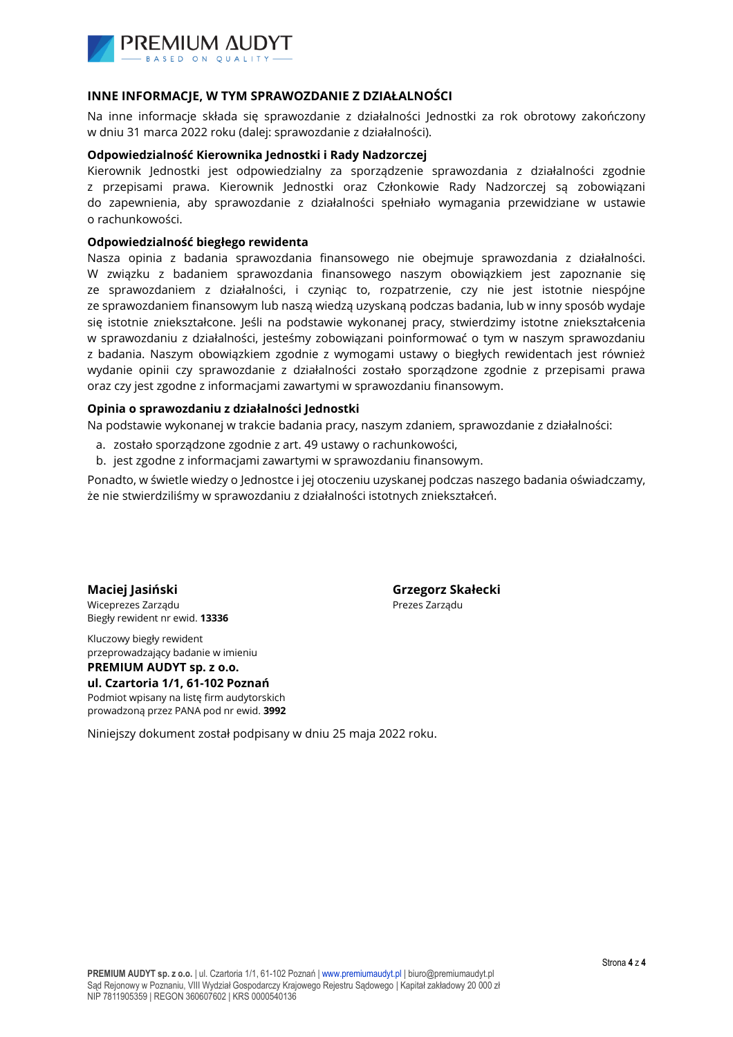## INNE INFORMACJE, W TYM SPRAWOZDANIE Z DZIAŁALNOŚCI

Na inne informacje składa się sprawozdanie z działalności Jednostki za rok obrotowy zakończony w dniu 31 marca 2022 roku (dalej: sprawozdanie z działalności).

### Odpowiedzialność Kierownika Jednostki i Rady Nadzorczej

Kierownik Jednostki jest odpowiedzialny za sporządzenie sprawozdania z działalności zgodnie z przepisami prawa. Kierownik Jednostki oraz Członkowie Rady Nadzorczej są zobowiązani do zapewnienia, aby sprawozdanie z działalności spełniało wymagania przewidziane w ustawie o rachunkowości.

### Odpowiedzialność biegłego rewidenta

Nasza opinia z badania sprawozdania finansowego nie obejmuje sprawozdania z działalności. W związku z badaniem sprawozdania finansowego naszym obowiązkiem jest zapoznanie się ze sprawozdaniem z działalności, i czyniąc to, rozpatrzenie, czy nie jest istotnie niespójne ze sprawozdaniem finansowym lub naszą wiedzą uzyskaną podczas badania, lub w inny sposób wydaje się istotnie zniekształcone. Jeśli na podstawie wykonanej pracy, stwierdzimy istotne zniekształcenia w sprawozdaniu z działalności, jesteśmy zobowiązani poinformować o tym w naszym sprawozdaniu z badania. Naszym obowiązkiem zgodnie z wymogami ustawy o biegłych rewidentach jest również wydanie opinii czy sprawozdanie z działalności zostało sporządzone zgodnie z przepisami prawa oraz czy jest zgodne z informacjami zawartymi w sprawozdaniu finansowym.

### Opinia o sprawozdaniu z działalności Jednostki

Na podstawie wykonanej w trakcie badania pracy, naszym zdaniem, sprawozdanie z działalności:

a. zostało sporządzone zgodnie z art. 49 ustawy o rachunkowości,
b. jest zgodne z informacjami zawartymi w sprawozdaniu finansowym.

Ponadto, w świetle wiedzy o Jednostce i jej otoczeniu uzyskanej podczas naszego badania oświadczamy, że nie stwierdziliśmy w sprawozdaniu z działalności istotnych zniekształceń.

**Maciej Jasiński**
Wiceprezes Zarządu
Biegły rewident nr ewid. **13336**

Kluczowy biegły rewident
przeprowadzający badanie w imieniu
**PREMIUM AUDYT sp. z o.o.**
**ul. Czartoria 1/1, 61-102 Poznań**
Podmiot wpisany na listę firm audytorskich
prowadzoną przez PANA pod nr ewid. **3992**

**Grzegorz Skałecki**
Prezes Zarządu

Niniejszy dokument został podpisany w dniu 25 maja 2022 roku.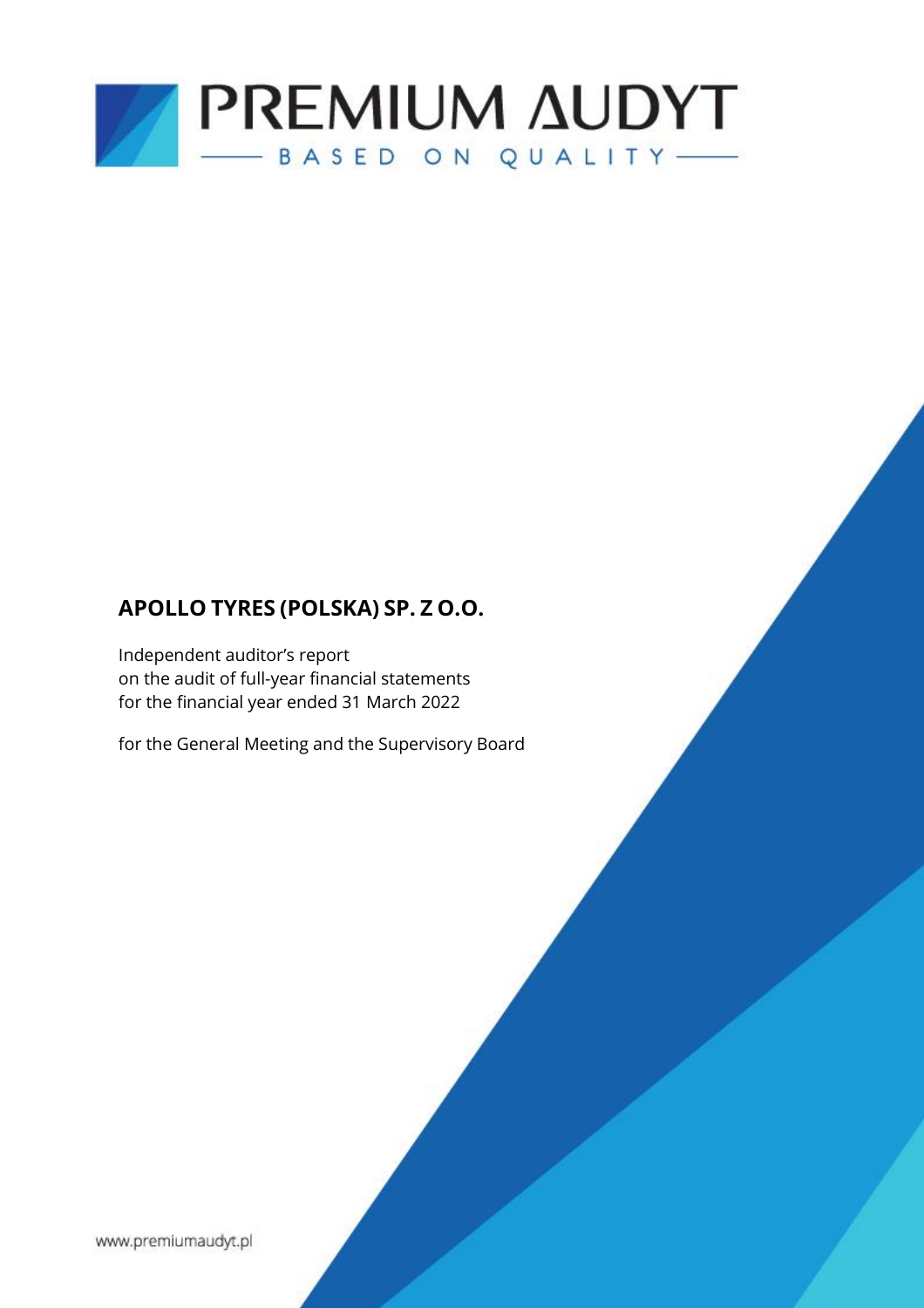# APOLLO TYRES (POLSKA) SP. Z O.O.

Independent auditor's report
on the audit of full-year financial statements
for the financial year ended 31 March 2022

for the General Meeting and the Supervisory Board

www.premiumaudyt.pl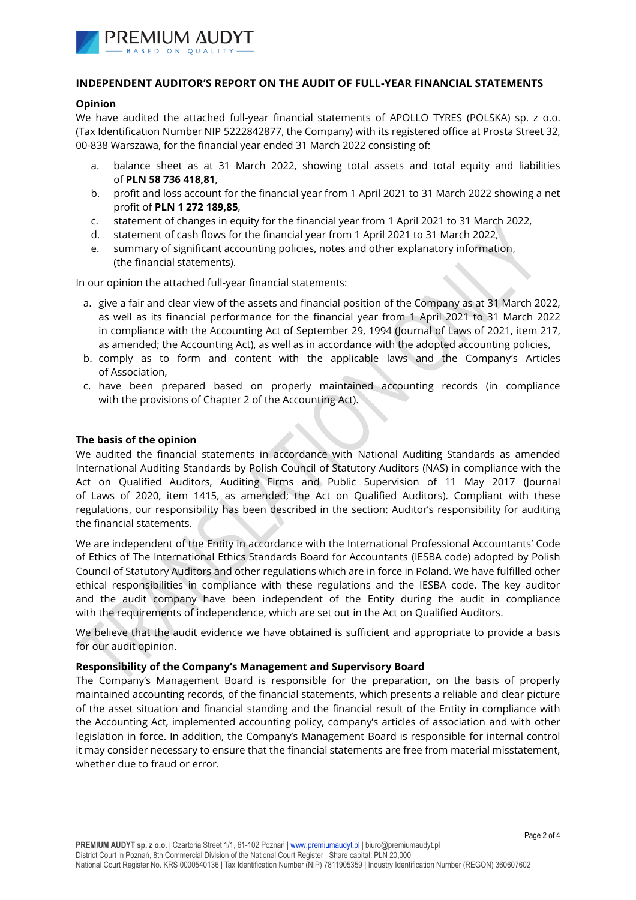## INDEPENDENT AUDITOR'S REPORT ON THE AUDIT OF FULL-YEAR FINANCIAL STATEMENTS

### Opinion

We have audited the attached full-year financial statements of APOLLO TYRES (POLSKA) sp. z o.o. (Tax Identification Number NIP 5222842877, the Company) with its registered office at Prosta Street 32, 00-838 Warszawa, for the financial year ended 31 March 2022 consisting of:

a. balance sheet as at 31 March 2022, showing total assets and total equity and liabilities of **PLN 58 736 418,81**,
b. profit and loss account for the financial year from 1 April 2021 to 31 March 2022 showing a net profit of **PLN 1 272 189,85**,
c. statement of changes in equity for the financial year from 1 April 2021 to 31 March 2022,
d. statement of cash flows for the financial year from 1 April 2021 to 31 March 2022,
e. summary of significant accounting policies, notes and other explanatory information, (the financial statements).

In our opinion the attached full-year financial statements:

a. give a fair and clear view of the assets and financial position of the Company as at 31 March 2022, as well as its financial performance for the financial year from 1 April 2021 to 31 March 2022 in compliance with the Accounting Act of September 29, 1994 (Journal of Laws of 2021, item 217, as amended; the Accounting Act), as well as in accordance with the adopted accounting policies,
b. comply as to form and content with the applicable laws and the Company's Articles of Association,
c. have been prepared based on properly maintained accounting records (in compliance with the provisions of Chapter 2 of the Accounting Act).

### The basis of the opinion

We audited the financial statements in accordance with National Auditing Standards as amended International Auditing Standards by Polish Council of Statutory Auditors (NAS) in compliance with the Act on Qualified Auditors, Auditing Firms and Public Supervision of 11 May 2017 (Journal of Laws of 2020, item 1415, as amended; the Act on Qualified Auditors). Compliant with these regulations, our responsibility has been described in the section: Auditor's responsibility for auditing the financial statements.

We are independent of the Entity in accordance with the International Professional Accountants' Code of Ethics of The International Ethics Standards Board for Accountants (IESBA code) adopted by Polish Council of Statutory Auditors and other regulations which are in force in Poland. We have fulfilled other ethical responsibilities in compliance with these regulations and the IESBA code. The key auditor and the audit company have been independent of the Entity during the audit in compliance with the requirements of independence, which are set out in the Act on Qualified Auditors.

We believe that the audit evidence we have obtained is sufficient and appropriate to provide a basis for our audit opinion.

### Responsibility of the Company's Management and Supervisory Board

The Company's Management Board is responsible for the preparation, on the basis of properly maintained accounting records, of the financial statements, which presents a reliable and clear picture of the asset situation and financial standing and the financial result of the Entity in compliance with the Accounting Act, implemented accounting policy, company's articles of association and with other legislation in force. In addition, the Company's Management Board is responsible for internal control it may consider necessary to ensure that the financial statements are free from material misstatement, whether due to fraud or error.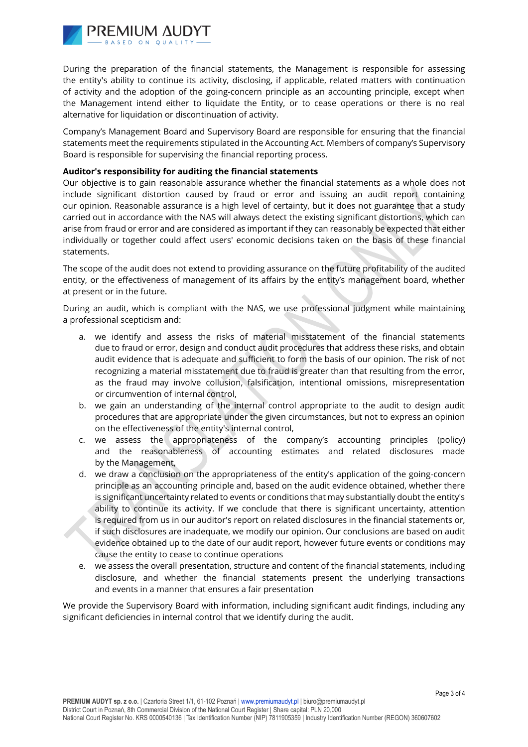During the preparation of the financial statements, the Management is responsible for assessing the entity's ability to continue its activity, disclosing, if applicable, related matters with continuation of activity and the adoption of the going-concern principle as an accounting principle, except when the Management intend either to liquidate the Entity, or to cease operations or there is no real alternative for liquidation or discontinuation of activity.

Company's Management Board and Supervisory Board are responsible for ensuring that the financial statements meet the requirements stipulated in the Accounting Act. Members of company's Supervisory Board is responsible for supervising the financial reporting process.

**Auditor's responsibility for auditing the financial statements**

Our objective is to gain reasonable assurance whether the financial statements as a whole does not include significant distortion caused by fraud or error and issuing an audit report containing our opinion. Reasonable assurance is a high level of certainty, but it does not guarantee that a study carried out in accordance with the NAS will always detect the existing significant distortions, which can arise from fraud or error and are considered as important if they can reasonably be expected that either individually or together could affect users' economic decisions taken on the basis of these financial statements.

The scope of the audit does not extend to providing assurance on the future profitability of the audited entity, or the effectiveness of management of its affairs by the entity's management board, whether at present or in the future.

During an audit, which is compliant with the NAS, we use professional judgment while maintaining a professional scepticism and:

a. we identify and assess the risks of material misstatement of the financial statements due to fraud or error, design and conduct audit procedures that address these risks, and obtain audit evidence that is adequate and sufficient to form the basis of our opinion. The risk of not recognizing a material misstatement due to fraud is greater than that resulting from the error, as the fraud may involve collusion, falsification, intentional omissions, misrepresentation or circumvention of internal control,
b. we gain an understanding of the internal control appropriate to the audit to design audit procedures that are appropriate under the given circumstances, but not to express an opinion on the effectiveness of the entity's internal control,
c. we assess the appropriateness of the company's accounting principles (policy) and the reasonableness of accounting estimates and related disclosures made by the Management,
d. we draw a conclusion on the appropriateness of the entity's application of the going-concern principle as an accounting principle and, based on the audit evidence obtained, whether there is significant uncertainty related to events or conditions that may substantially doubt the entity's ability to continue its activity. If we conclude that there is significant uncertainty, attention is required from us in our auditor's report on related disclosures in the financial statements or, if such disclosures are inadequate, we modify our opinion. Our conclusions are based on audit evidence obtained up to the date of our audit report, however future events or conditions may cause the entity to cease to continue operations
e. we assess the overall presentation, structure and content of the financial statements, including disclosure, and whether the financial statements present the underlying transactions and events in a manner that ensures a fair presentation

We provide the Supervisory Board with information, including significant audit findings, including any significant deficiencies in internal control that we identify during the audit.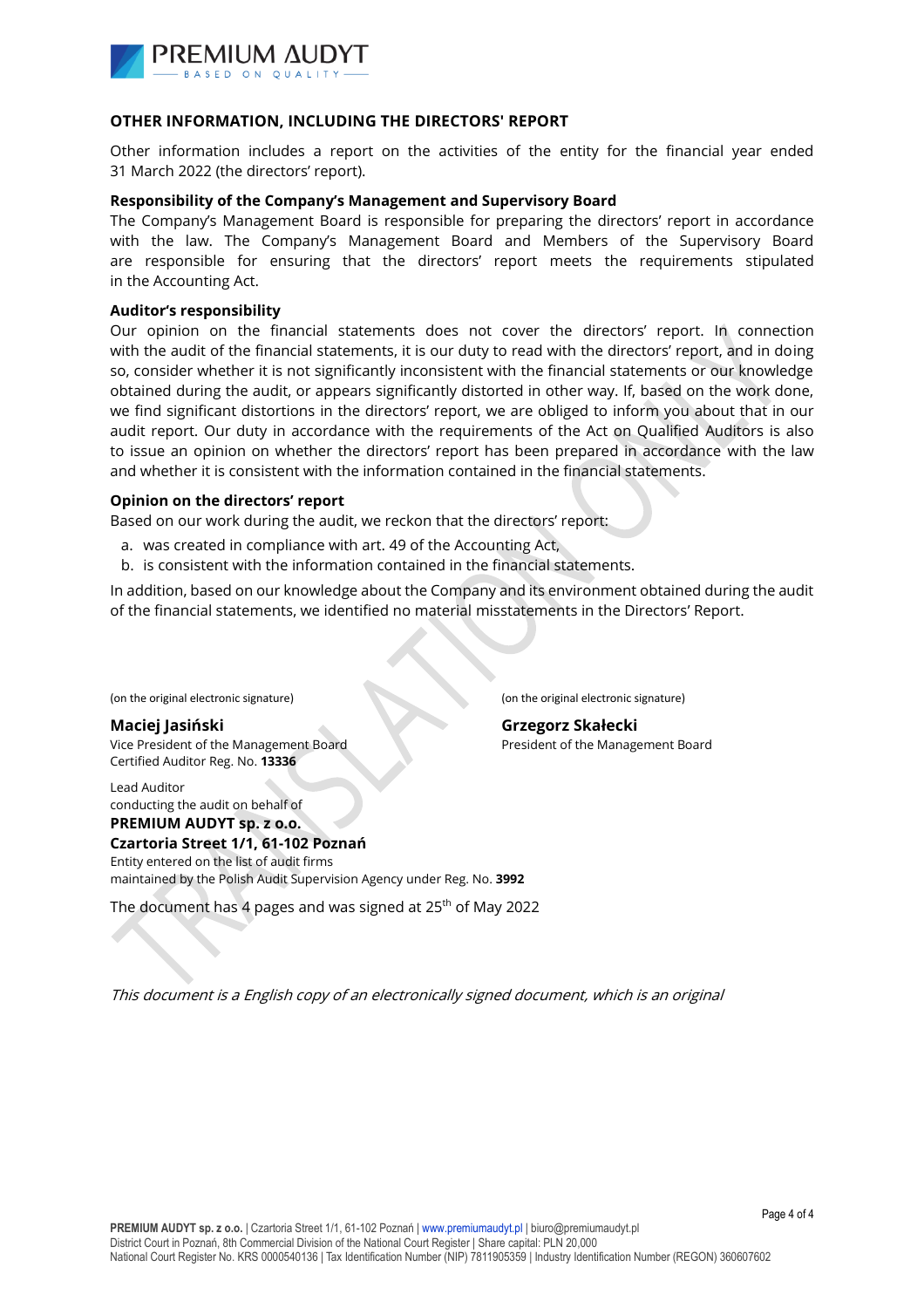## OTHER INFORMATION, INCLUDING THE DIRECTORS' REPORT

Other information includes a report on the activities of the entity for the financial year ended 31 March 2022 (the directors' report).

### Responsibility of the Company's Management and Supervisory Board

The Company's Management Board is responsible for preparing the directors' report in accordance with the law. The Company's Management Board and Members of the Supervisory Board are responsible for ensuring that the directors' report meets the requirements stipulated in the Accounting Act.

### Auditor's responsibility

Our opinion on the financial statements does not cover the directors' report. In connection with the audit of the financial statements, it is our duty to read with the directors' report, and in doing so, consider whether it is not significantly inconsistent with the financial statements or our knowledge obtained during the audit, or appears significantly distorted in other way. If, based on the work done, we find significant distortions in the directors' report, we are obliged to inform you about that in our audit report. Our duty in accordance with the requirements of the Act on Qualified Auditors is also to issue an opinion on whether the directors' report has been prepared in accordance with the law and whether it is consistent with the information contained in the financial statements.

### Opinion on the directors' report

Based on our work during the audit, we reckon that the directors' report:

a. was created in compliance with art. 49 of the Accounting Act,
b. is consistent with the information contained in the financial statements.

In addition, based on our knowledge about the Company and its environment obtained during the audit of the financial statements, we identified no material misstatements in the Directors' Report.

(on the original electronic signature)

**Maciej Jasiński**
Vice President of the Management Board
Certified Auditor Reg. No. **13336**

(on the original electronic signature)

**Grzegorz Skałecki**
President of the Management Board

Lead Auditor
conducting the audit on behalf of
**PREMIUM AUDYT sp. z o.o.**
**Czartoria Street 1/1, 61-102 Poznań**
Entity entered on the list of audit firms
maintained by the Polish Audit Supervision Agency under Reg. No. **3992**

The document has 4 pages and was signed at 25th of May 2022

*This document is a English copy of an electronically signed document, which is an original*